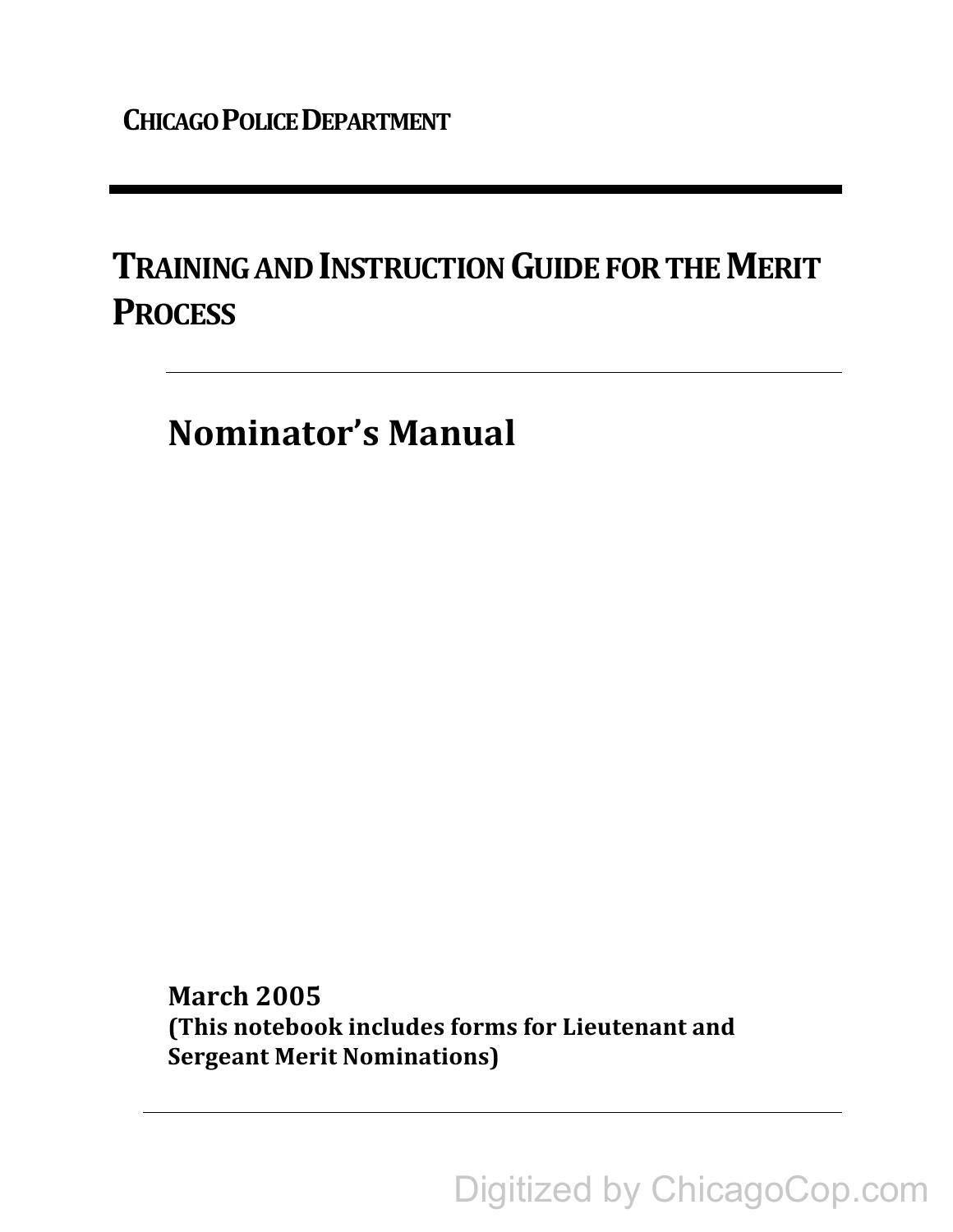**CHICAGO POLICE DEPARTMENT**

# TRAINING AND INSTRUCTION GUIDE FOR THE MERIT PROCESS

## Nominator's Manual

**March 2005**
**(This notebook includes forms for Lieutenant and Sergeant Merit Nominations)**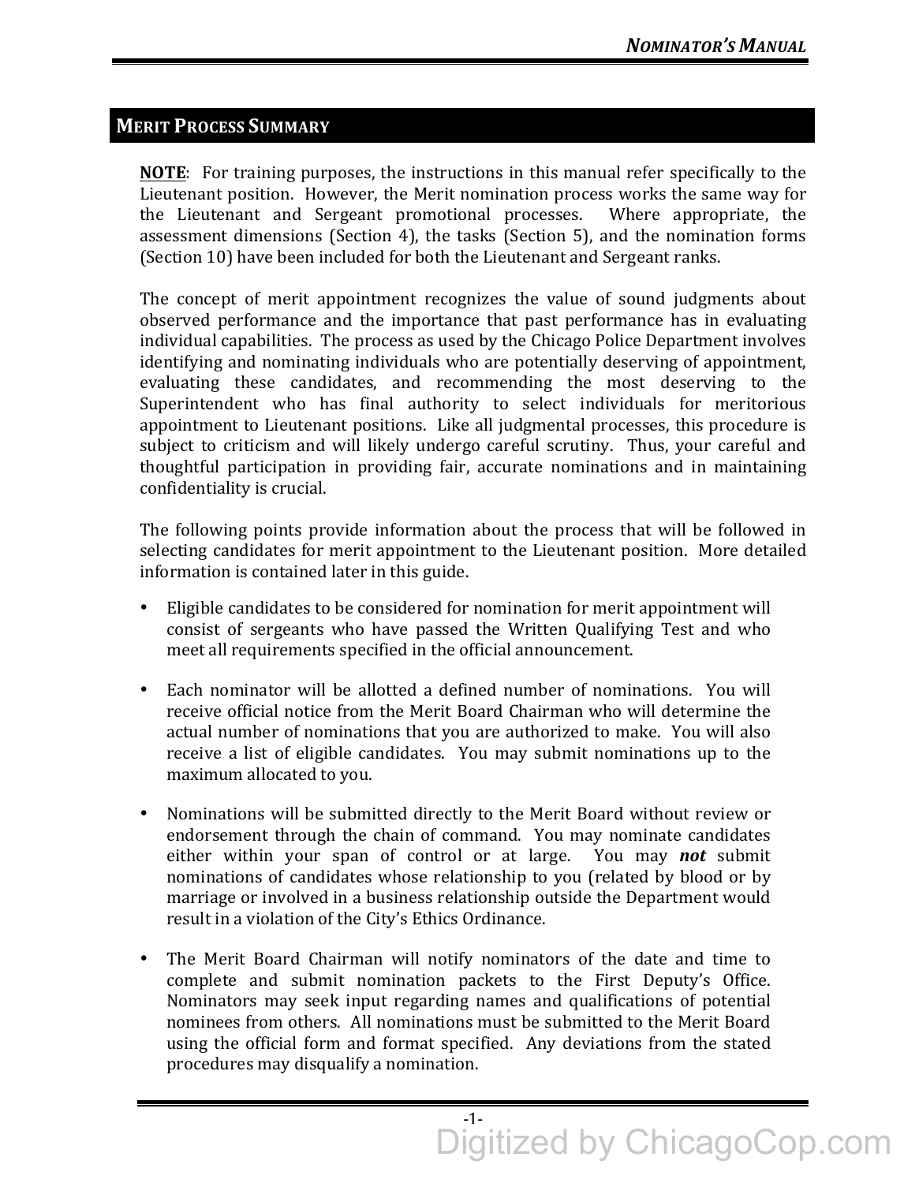## Merit Process Summary

**NOTE**: For training purposes, the instructions in this manual refer specifically to the Lieutenant position. However, the Merit nomination process works the same way for the Lieutenant and Sergeant promotional processes. Where appropriate, the assessment dimensions (Section 4), the tasks (Section 5), and the nomination forms (Section 10) have been included for both the Lieutenant and Sergeant ranks.

The concept of merit appointment recognizes the value of sound judgments about observed performance and the importance that past performance has in evaluating individual capabilities. The process as used by the Chicago Police Department involves identifying and nominating individuals who are potentially deserving of appointment, evaluating these candidates, and recommending the most deserving to the Superintendent who has final authority to select individuals for meritorious appointment to Lieutenant positions. Like all judgmental processes, this procedure is subject to criticism and will likely undergo careful scrutiny. Thus, your careful and thoughtful participation in providing fair, accurate nominations and in maintaining confidentiality is crucial.

The following points provide information about the process that will be followed in selecting candidates for merit appointment to the Lieutenant position. More detailed information is contained later in this guide.

- Eligible candidates to be considered for nomination for merit appointment will consist of sergeants who have passed the Written Qualifying Test and who meet all requirements specified in the official announcement.

- Each nominator will be allotted a defined number of nominations. You will receive official notice from the Merit Board Chairman who will determine the actual number of nominations that you are authorized to make. You will also receive a list of eligible candidates. You may submit nominations up to the maximum allocated to you.

- Nominations will be submitted directly to the Merit Board without review or endorsement through the chain of command. You may nominate candidates either within your span of control or at large. You may ***not*** submit nominations of candidates whose relationship to you (related by blood or by marriage or involved in a business relationship outside the Department would result in a violation of the City's Ethics Ordinance.

- The Merit Board Chairman will notify nominators of the date and time to complete and submit nomination packets to the First Deputy's Office. Nominators may seek input regarding names and qualifications of potential nominees from others. All nominations must be submitted to the Merit Board using the official form and format specified. Any deviations from the stated procedures may disqualify a nomination.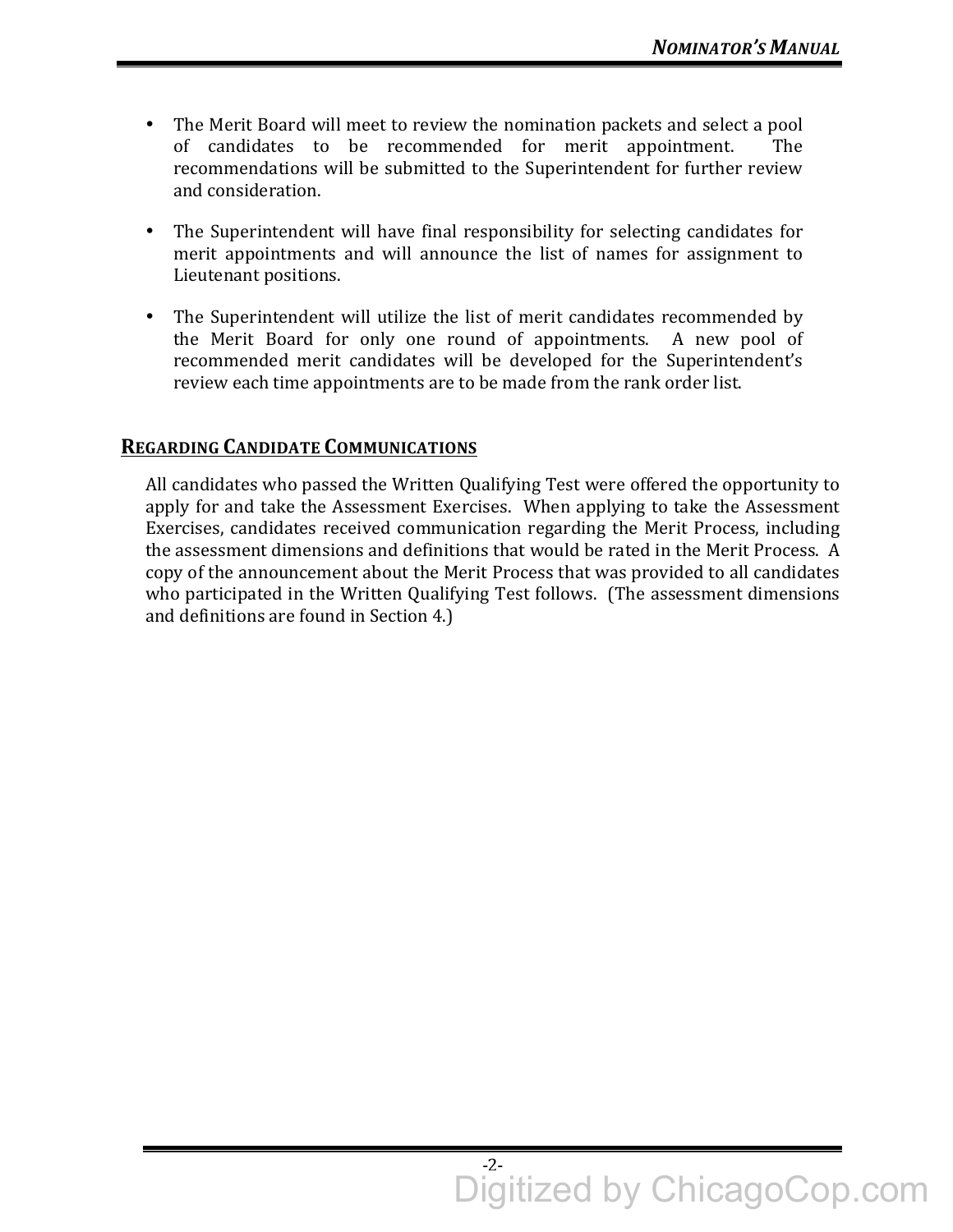- The Merit Board will meet to review the nomination packets and select a pool of candidates to be recommended for merit appointment. The recommendations will be submitted to the Superintendent for further review and consideration.

- The Superintendent will have final responsibility for selecting candidates for merit appointments and will announce the list of names for assignment to Lieutenant positions.

- The Superintendent will utilize the list of merit candidates recommended by the Merit Board for only one round of appointments. A new pool of recommended merit candidates will be developed for the Superintendent's review each time appointments are to be made from the rank order list.

## REGARDING CANDIDATE COMMUNICATIONS

All candidates who passed the Written Qualifying Test were offered the opportunity to apply for and take the Assessment Exercises. When applying to take the Assessment Exercises, candidates received communication regarding the Merit Process, including the assessment dimensions and definitions that would be rated in the Merit Process. A copy of the announcement about the Merit Process that was provided to all candidates who participated in the Written Qualifying Test follows. (The assessment dimensions and definitions are found in Section 4.)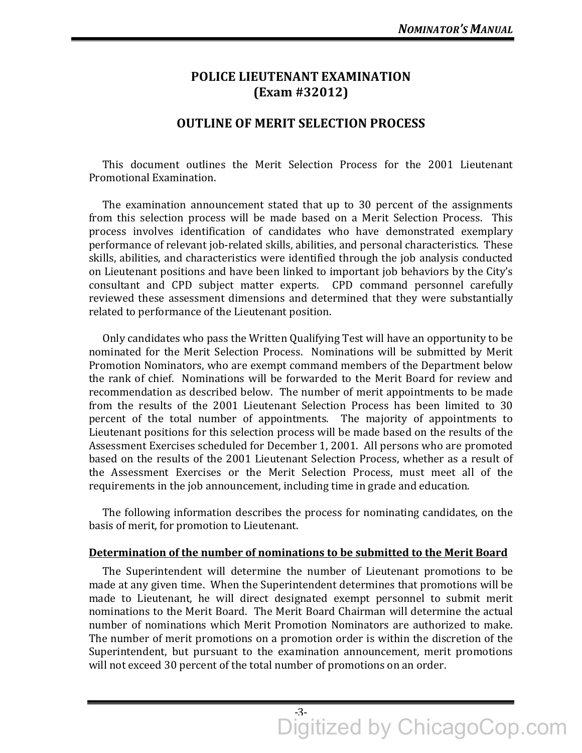# POLICE LIEUTENANT EXAMINATION
# (Exam #32012)

## OUTLINE OF MERIT SELECTION PROCESS

This document outlines the Merit Selection Process for the 2001 Lieutenant Promotional Examination.

The examination announcement stated that up to 30 percent of the assignments from this selection process will be made based on a Merit Selection Process. This process involves identification of candidates who have demonstrated exemplary performance of relevant job-related skills, abilities, and personal characteristics. These skills, abilities, and characteristics were identified through the job analysis conducted on Lieutenant positions and have been linked to important job behaviors by the City's consultant and CPD subject matter experts. CPD command personnel carefully reviewed these assessment dimensions and determined that they were substantially related to performance of the Lieutenant position.

Only candidates who pass the Written Qualifying Test will have an opportunity to be nominated for the Merit Selection Process. Nominations will be submitted by Merit Promotion Nominators, who are exempt command members of the Department below the rank of chief. Nominations will be forwarded to the Merit Board for review and recommendation as described below. The number of merit appointments to be made from the results of the 2001 Lieutenant Selection Process has been limited to 30 percent of the total number of appointments. The majority of appointments to Lieutenant positions for this selection process will be made based on the results of the Assessment Exercises scheduled for December 1, 2001. All persons who are promoted based on the results of the 2001 Lieutenant Selection Process, whether as a result of the Assessment Exercises or the Merit Selection Process, must meet all of the requirements in the job announcement, including time in grade and education.

The following information describes the process for nominating candidates, on the basis of merit, for promotion to Lieutenant.

**<u>Determination of the number of nominations to be submitted to the Merit Board</u>**

The Superintendent will determine the number of Lieutenant promotions to be made at any given time. When the Superintendent determines that promotions will be made to Lieutenant, he will direct designated exempt personnel to submit merit nominations to the Merit Board. The Merit Board Chairman will determine the actual number of nominations which Merit Promotion Nominators are authorized to make. The number of merit promotions on a promotion order is within the discretion of the Superintendent, but pursuant to the examination announcement, merit promotions will not exceed 30 percent of the total number of promotions on an order.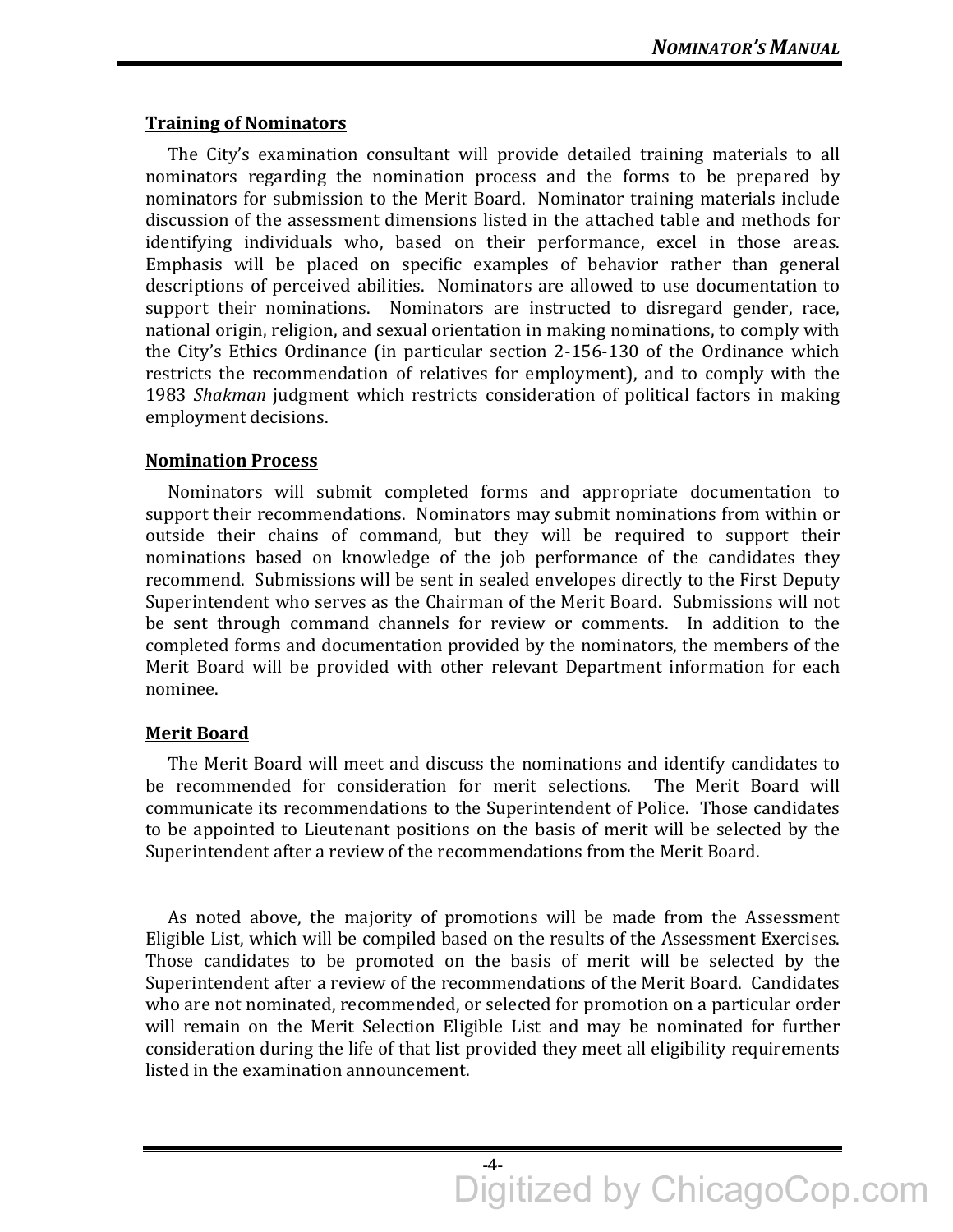## Training of Nominators

The City's examination consultant will provide detailed training materials to all nominators regarding the nomination process and the forms to be prepared by nominators for submission to the Merit Board. Nominator training materials include discussion of the assessment dimensions listed in the attached table and methods for identifying individuals who, based on their performance, excel in those areas. Emphasis will be placed on specific examples of behavior rather than general descriptions of perceived abilities. Nominators are allowed to use documentation to support their nominations. Nominators are instructed to disregard gender, race, national origin, religion, and sexual orientation in making nominations, to comply with the City's Ethics Ordinance (in particular section 2-156-130 of the Ordinance which restricts the recommendation of relatives for employment), and to comply with the 1983 *Shakman* judgment which restricts consideration of political factors in making employment decisions.

## Nomination Process

Nominators will submit completed forms and appropriate documentation to support their recommendations. Nominators may submit nominations from within or outside their chains of command, but they will be required to support their nominations based on knowledge of the job performance of the candidates they recommend. Submissions will be sent in sealed envelopes directly to the First Deputy Superintendent who serves as the Chairman of the Merit Board. Submissions will not be sent through command channels for review or comments. In addition to the completed forms and documentation provided by the nominators, the members of the Merit Board will be provided with other relevant Department information for each nominee.

## Merit Board

The Merit Board will meet and discuss the nominations and identify candidates to be recommended for consideration for merit selections. The Merit Board will communicate its recommendations to the Superintendent of Police. Those candidates to be appointed to Lieutenant positions on the basis of merit will be selected by the Superintendent after a review of the recommendations from the Merit Board.

As noted above, the majority of promotions will be made from the Assessment Eligible List, which will be compiled based on the results of the Assessment Exercises. Those candidates to be promoted on the basis of merit will be selected by the Superintendent after a review of the recommendations of the Merit Board. Candidates who are not nominated, recommended, or selected for promotion on a particular order will remain on the Merit Selection Eligible List and may be nominated for further consideration during the life of that list provided they meet all eligibility requirements listed in the examination announcement.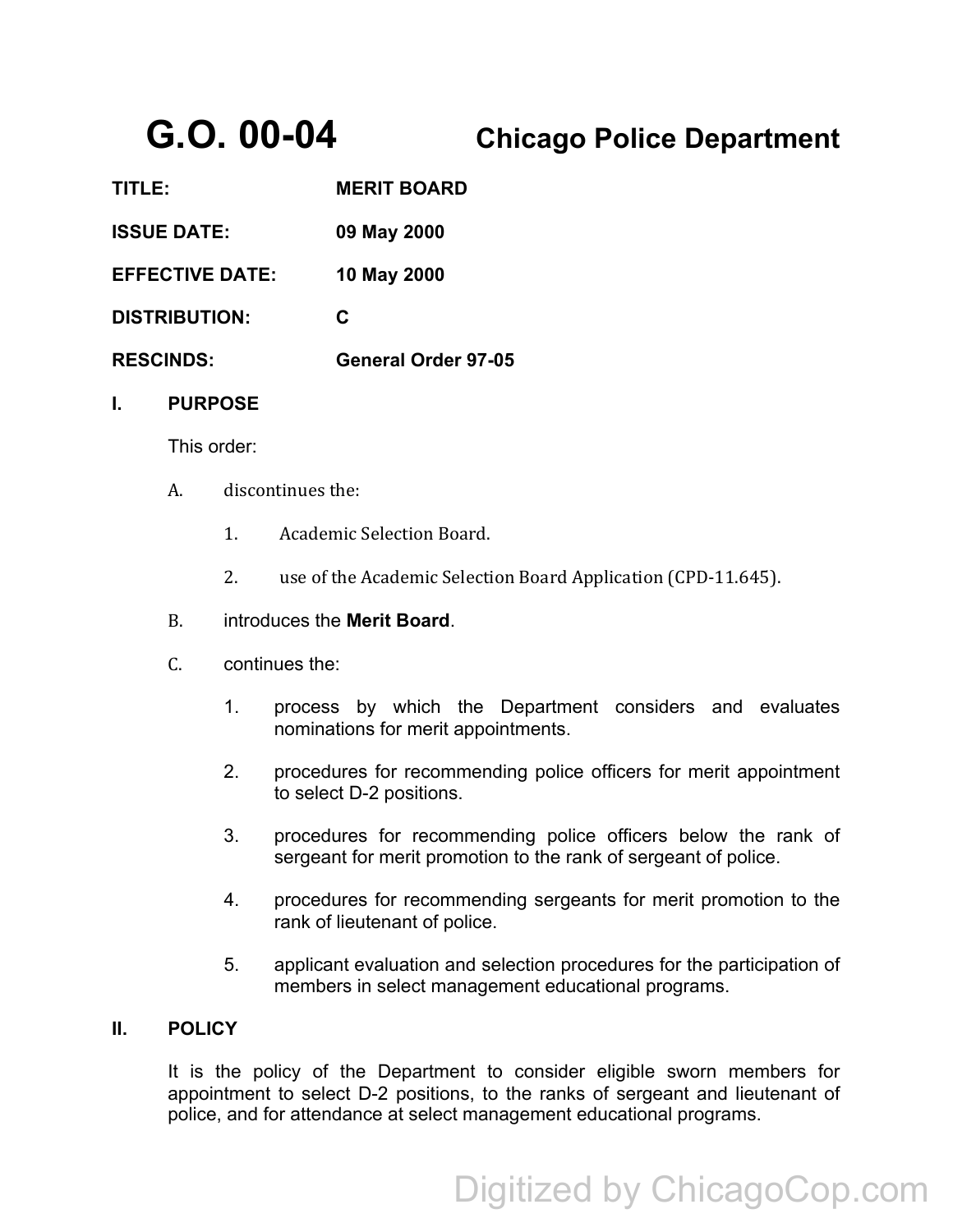# G.O. 00-04 Chicago Police Department

**TITLE:** MERIT BOARD

**ISSUE DATE:** 09 May 2000

**EFFECTIVE DATE:** 10 May 2000

**DISTRIBUTION:** C

**RESCINDS:** General Order 97-05

## I. PURPOSE

This order:

A. discontinues the:

1. Academic Selection Board.
2. use of the Academic Selection Board Application (CPD-11.645).

B. introduces the **Merit Board**.

C. continues the:

1. process by which the Department considers and evaluates nominations for merit appointments.
2. procedures for recommending police officers for merit appointment to select D-2 positions.
3. procedures for recommending police officers below the rank of sergeant for merit promotion to the rank of sergeant of police.
4. procedures for recommending sergeants for merit promotion to the rank of lieutenant of police.
5. applicant evaluation and selection procedures for the participation of members in select management educational programs.

## II. POLICY

It is the policy of the Department to consider eligible sworn members for appointment to select D-2 positions, to the ranks of sergeant and lieutenant of police, and for attendance at select management educational programs.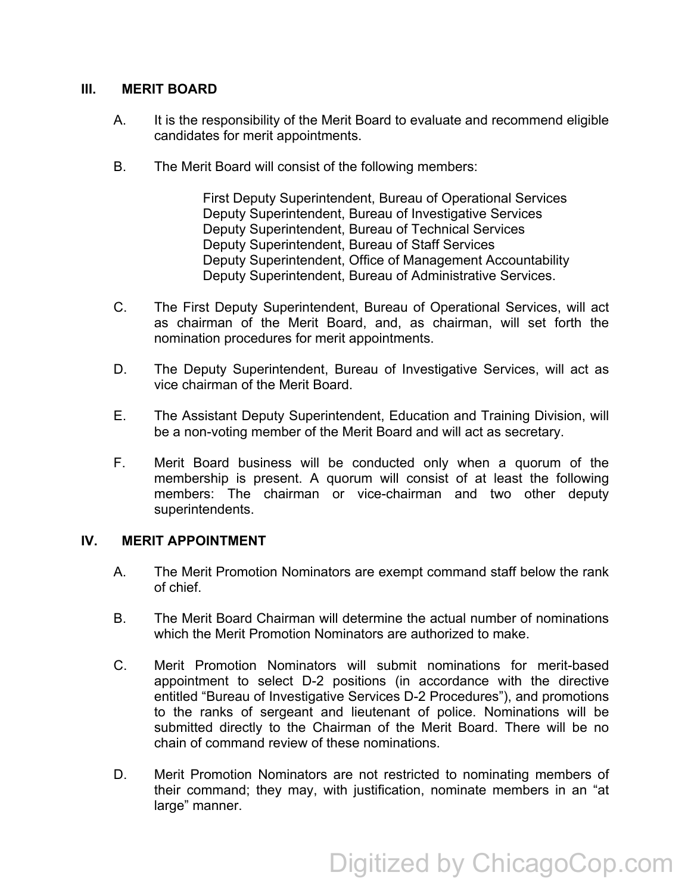## III. MERIT BOARD

A. It is the responsibility of the Merit Board to evaluate and recommend eligible candidates for merit appointments.

B. The Merit Board will consist of the following members:

First Deputy Superintendent, Bureau of Operational Services
Deputy Superintendent, Bureau of Investigative Services
Deputy Superintendent, Bureau of Technical Services
Deputy Superintendent, Bureau of Staff Services
Deputy Superintendent, Office of Management Accountability
Deputy Superintendent, Bureau of Administrative Services.

C. The First Deputy Superintendent, Bureau of Operational Services, will act as chairman of the Merit Board, and, as chairman, will set forth the nomination procedures for merit appointments.

D. The Deputy Superintendent, Bureau of Investigative Services, will act as vice chairman of the Merit Board.

E. The Assistant Deputy Superintendent, Education and Training Division, will be a non-voting member of the Merit Board and will act as secretary.

F. Merit Board business will be conducted only when a quorum of the membership is present. A quorum will consist of at least the following members: The chairman or vice-chairman and two other deputy superintendents.

## IV. MERIT APPOINTMENT

A. The Merit Promotion Nominators are exempt command staff below the rank of chief.

B. The Merit Board Chairman will determine the actual number of nominations which the Merit Promotion Nominators are authorized to make.

C. Merit Promotion Nominators will submit nominations for merit-based appointment to select D-2 positions (in accordance with the directive entitled "Bureau of Investigative Services D-2 Procedures"), and promotions to the ranks of sergeant and lieutenant of police. Nominations will be submitted directly to the Chairman of the Merit Board. There will be no chain of command review of these nominations.

D. Merit Promotion Nominators are not restricted to nominating members of their command; they may, with justification, nominate members in an "at large" manner.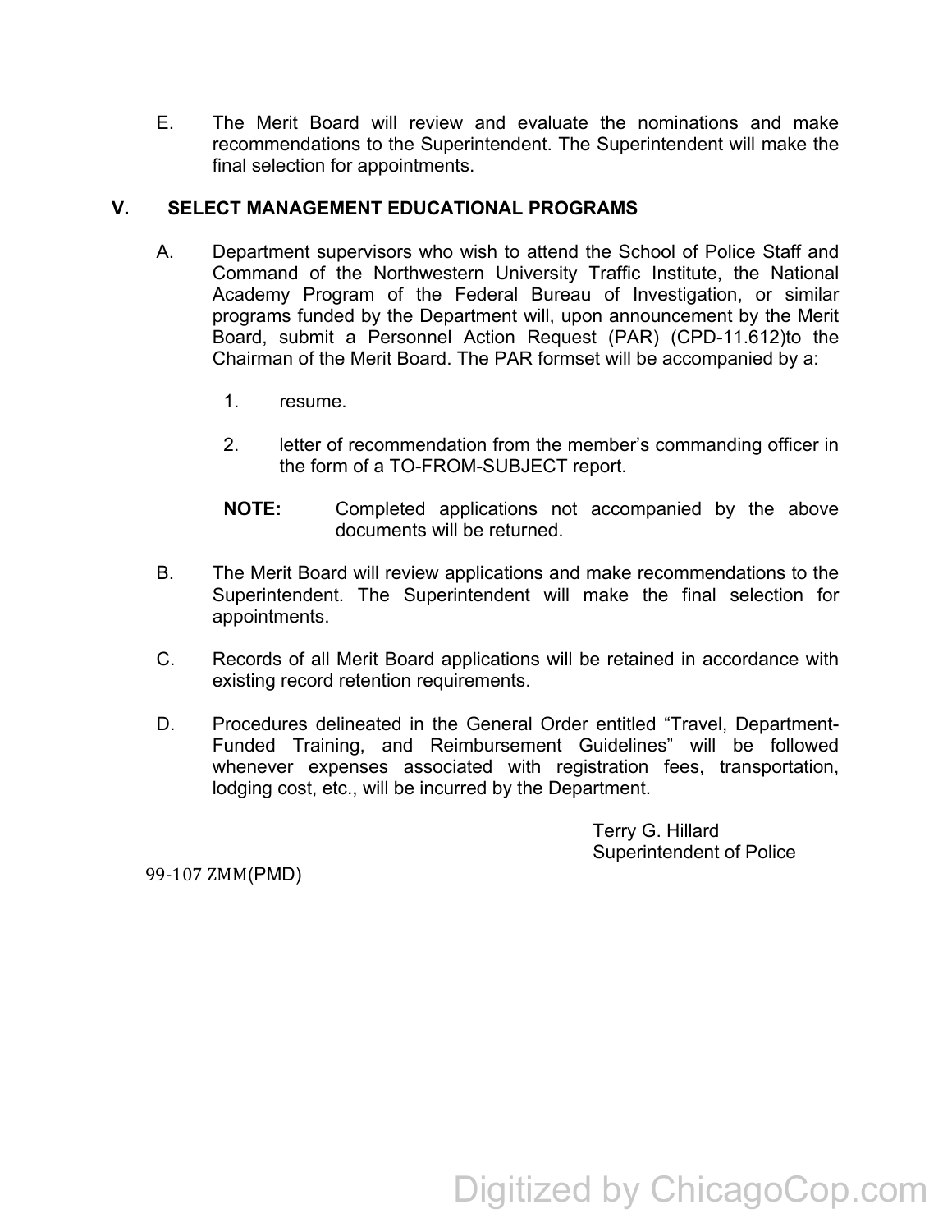E. The Merit Board will review and evaluate the nominations and make recommendations to the Superintendent. The Superintendent will make the final selection for appointments.

## V. SELECT MANAGEMENT EDUCATIONAL PROGRAMS

A. Department supervisors who wish to attend the School of Police Staff and Command of the Northwestern University Traffic Institute, the National Academy Program of the Federal Bureau of Investigation, or similar programs funded by the Department will, upon announcement by the Merit Board, submit a Personnel Action Request (PAR) (CPD-11.612)to the Chairman of the Merit Board. The PAR formset will be accompanied by a:

1. resume.

2. letter of recommendation from the member's commanding officer in the form of a TO-FROM-SUBJECT report.

**NOTE:** Completed applications not accompanied by the above documents will be returned.

B. The Merit Board will review applications and make recommendations to the Superintendent. The Superintendent will make the final selection for appointments.

C. Records of all Merit Board applications will be retained in accordance with existing record retention requirements.

D. Procedures delineated in the General Order entitled "Travel, Department-Funded Training, and Reimbursement Guidelines" will be followed whenever expenses associated with registration fees, transportation, lodging cost, etc., will be incurred by the Department.

Terry G. Hillard
Superintendent of Police

99-107 ZMM(PMD)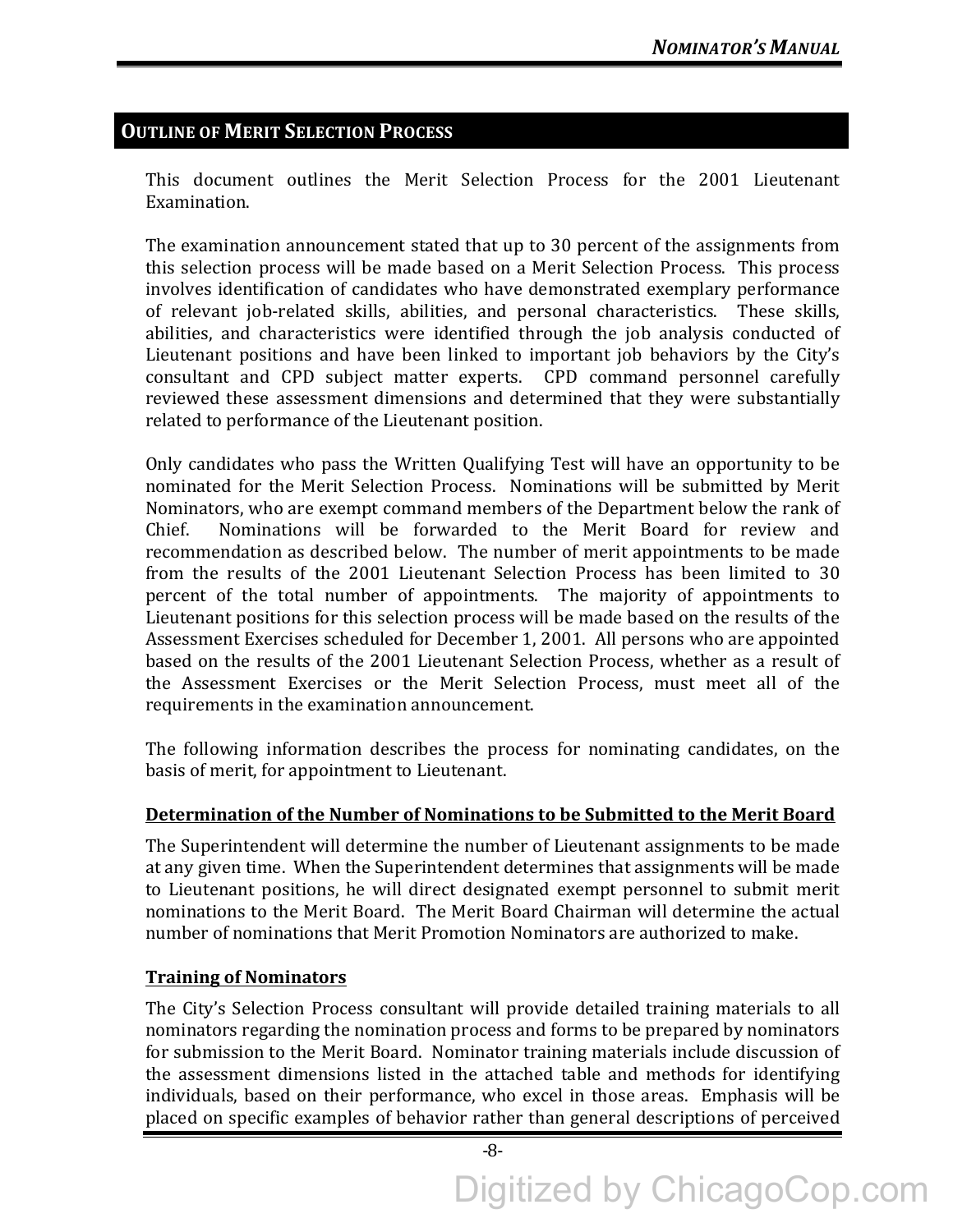## Outline of Merit Selection Process

This document outlines the Merit Selection Process for the 2001 Lieutenant Examination.

The examination announcement stated that up to 30 percent of the assignments from this selection process will be made based on a Merit Selection Process. This process involves identification of candidates who have demonstrated exemplary performance of relevant job-related skills, abilities, and personal characteristics. These skills, abilities, and characteristics were identified through the job analysis conducted of Lieutenant positions and have been linked to important job behaviors by the City's consultant and CPD subject matter experts. CPD command personnel carefully reviewed these assessment dimensions and determined that they were substantially related to performance of the Lieutenant position.

Only candidates who pass the Written Qualifying Test will have an opportunity to be nominated for the Merit Selection Process. Nominations will be submitted by Merit Nominators, who are exempt command members of the Department below the rank of Chief. Nominations will be forwarded to the Merit Board for review and recommendation as described below. The number of merit appointments to be made from the results of the 2001 Lieutenant Selection Process has been limited to 30 percent of the total number of appointments. The majority of appointments to Lieutenant positions for this selection process will be made based on the results of the Assessment Exercises scheduled for December 1, 2001. All persons who are appointed based on the results of the 2001 Lieutenant Selection Process, whether as a result of the Assessment Exercises or the Merit Selection Process, must meet all of the requirements in the examination announcement.

The following information describes the process for nominating candidates, on the basis of merit, for appointment to Lieutenant.

### Determination of the Number of Nominations to be Submitted to the Merit Board

The Superintendent will determine the number of Lieutenant assignments to be made at any given time. When the Superintendent determines that assignments will be made to Lieutenant positions, he will direct designated exempt personnel to submit merit nominations to the Merit Board. The Merit Board Chairman will determine the actual number of nominations that Merit Promotion Nominators are authorized to make.

### Training of Nominators

The City's Selection Process consultant will provide detailed training materials to all nominators regarding the nomination process and forms to be prepared by nominators for submission to the Merit Board. Nominator training materials include discussion of the assessment dimensions listed in the attached table and methods for identifying individuals, based on their performance, who excel in those areas. Emphasis will be placed on specific examples of behavior rather than general descriptions of perceived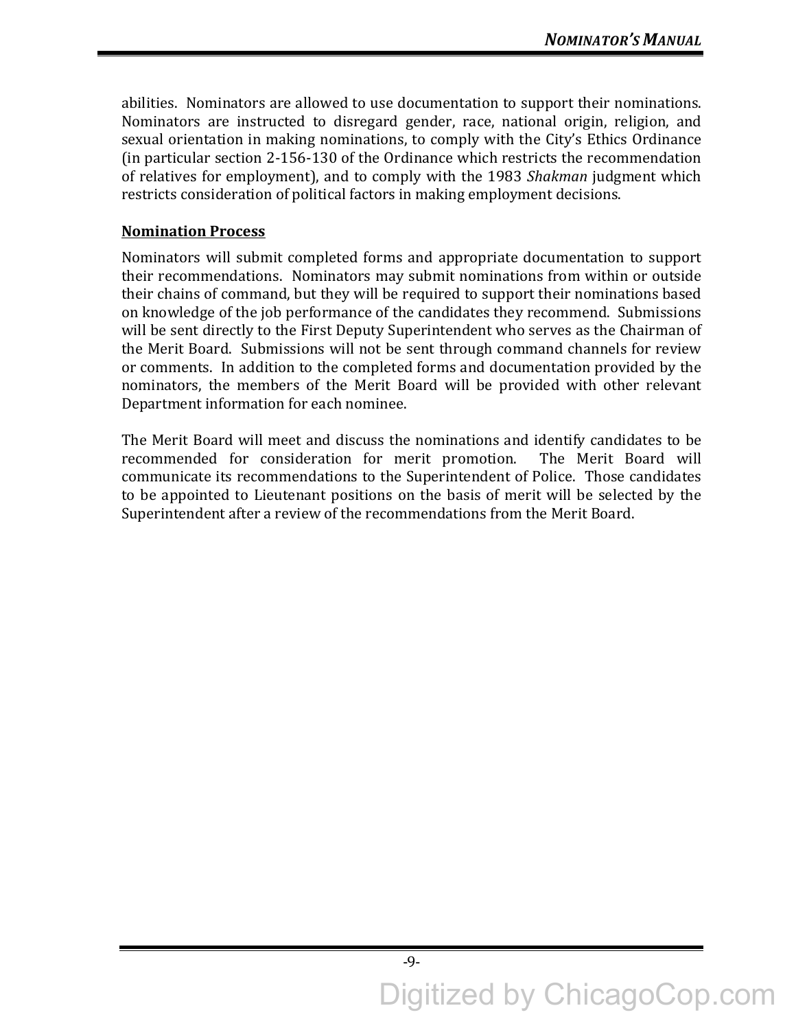abilities. Nominators are allowed to use documentation to support their nominations. Nominators are instructed to disregard gender, race, national origin, religion, and sexual orientation in making nominations, to comply with the City's Ethics Ordinance (in particular section 2-156-130 of the Ordinance which restricts the recommendation of relatives for employment), and to comply with the 1983 *Shakman* judgment which restricts consideration of political factors in making employment decisions.

**Nomination Process**

Nominators will submit completed forms and appropriate documentation to support their recommendations. Nominators may submit nominations from within or outside their chains of command, but they will be required to support their nominations based on knowledge of the job performance of the candidates they recommend. Submissions will be sent directly to the First Deputy Superintendent who serves as the Chairman of the Merit Board. Submissions will not be sent through command channels for review or comments. In addition to the completed forms and documentation provided by the nominators, the members of the Merit Board will be provided with other relevant Department information for each nominee.

The Merit Board will meet and discuss the nominations and identify candidates to be recommended for consideration for merit promotion. The Merit Board will communicate its recommendations to the Superintendent of Police. Those candidates to be appointed to Lieutenant positions on the basis of merit will be selected by the Superintendent after a review of the recommendations from the Merit Board.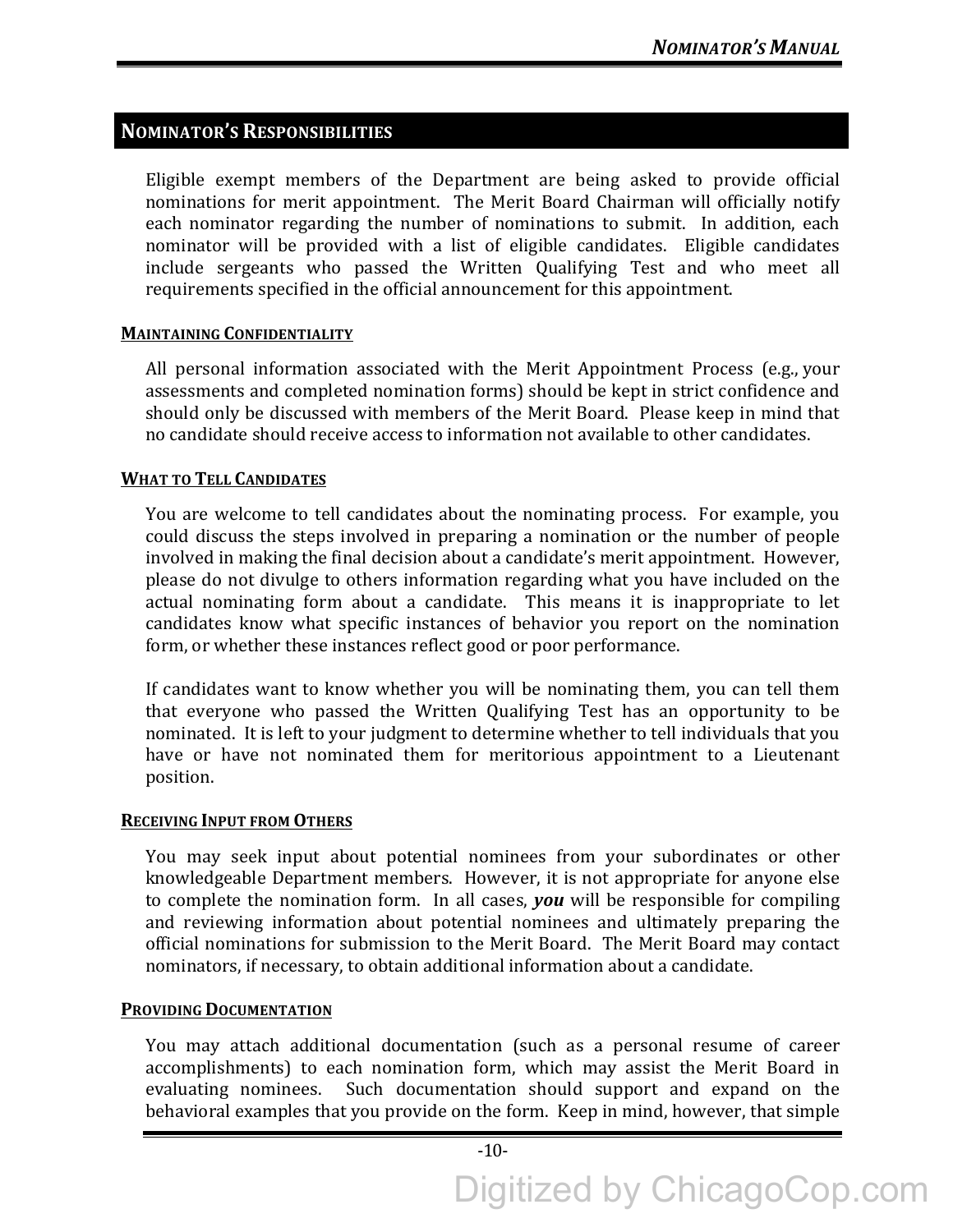## NOMINATOR'S RESPONSIBILITIES

Eligible exempt members of the Department are being asked to provide official nominations for merit appointment. The Merit Board Chairman will officially notify each nominator regarding the number of nominations to submit. In addition, each nominator will be provided with a list of eligible candidates. Eligible candidates include sergeants who passed the Written Qualifying Test and who meet all requirements specified in the official announcement for this appointment.

### MAINTAINING CONFIDENTIALITY

All personal information associated with the Merit Appointment Process (e.g., your assessments and completed nomination forms) should be kept in strict confidence and should only be discussed with members of the Merit Board. Please keep in mind that no candidate should receive access to information not available to other candidates.

### WHAT TO TELL CANDIDATES

You are welcome to tell candidates about the nominating process. For example, you could discuss the steps involved in preparing a nomination or the number of people involved in making the final decision about a candidate's merit appointment. However, please do not divulge to others information regarding what you have included on the actual nominating form about a candidate. This means it is inappropriate to let candidates know what specific instances of behavior you report on the nomination form, or whether these instances reflect good or poor performance.

If candidates want to know whether you will be nominating them, you can tell them that everyone who passed the Written Qualifying Test has an opportunity to be nominated. It is left to your judgment to determine whether to tell individuals that you have or have not nominated them for meritorious appointment to a Lieutenant position.

### RECEIVING INPUT FROM OTHERS

You may seek input about potential nominees from your subordinates or other knowledgeable Department members. However, it is not appropriate for anyone else to complete the nomination form. In all cases, ***you*** will be responsible for compiling and reviewing information about potential nominees and ultimately preparing the official nominations for submission to the Merit Board. The Merit Board may contact nominators, if necessary, to obtain additional information about a candidate.

### PROVIDING DOCUMENTATION

You may attach additional documentation (such as a personal resume of career accomplishments) to each nomination form, which may assist the Merit Board in evaluating nominees. Such documentation should support and expand on the behavioral examples that you provide on the form. Keep in mind, however, that simple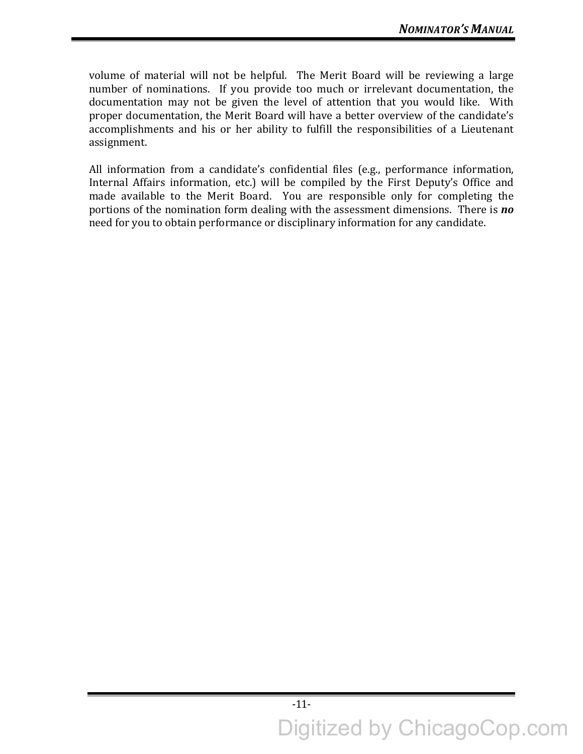volume of material will not be helpful. The Merit Board will be reviewing a large number of nominations. If you provide too much or irrelevant documentation, the documentation may not be given the level of attention that you would like. With proper documentation, the Merit Board will have a better overview of the candidate's accomplishments and his or her ability to fulfill the responsibilities of a Lieutenant assignment.

All information from a candidate's confidential files (e.g., performance information, Internal Affairs information, etc.) will be compiled by the First Deputy's Office and made available to the Merit Board. You are responsible only for completing the portions of the nomination form dealing with the assessment dimensions. There is ***no*** need for you to obtain performance or disciplinary information for any candidate.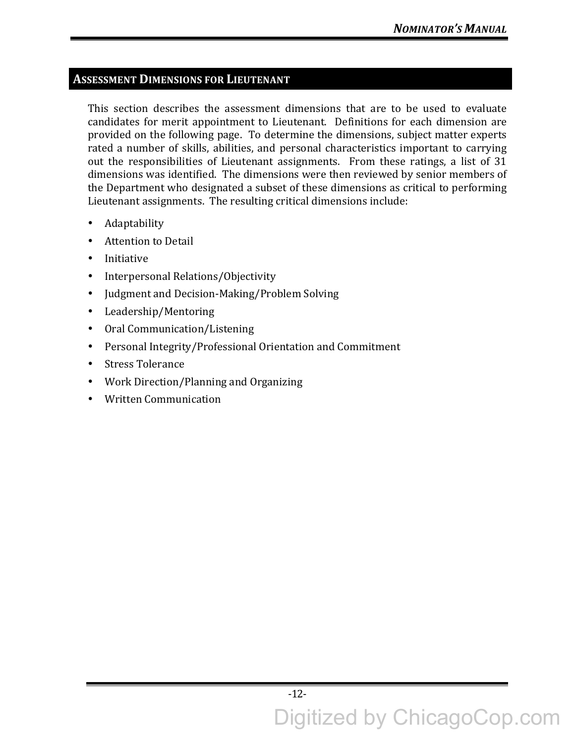## Assessment Dimensions for Lieutenant

This section describes the assessment dimensions that are to be used to evaluate candidates for merit appointment to Lieutenant. Definitions for each dimension are provided on the following page. To determine the dimensions, subject matter experts rated a number of skills, abilities, and personal characteristics important to carrying out the responsibilities of Lieutenant assignments. From these ratings, a list of 31 dimensions was identified. The dimensions were then reviewed by senior members of the Department who designated a subset of these dimensions as critical to performing Lieutenant assignments. The resulting critical dimensions include:

- Adaptability
- Attention to Detail
- Initiative
- Interpersonal Relations/Objectivity
- Judgment and Decision-Making/Problem Solving
- Leadership/Mentoring
- Oral Communication/Listening
- Personal Integrity/Professional Orientation and Commitment
- Stress Tolerance
- Work Direction/Planning and Organizing
- Written Communication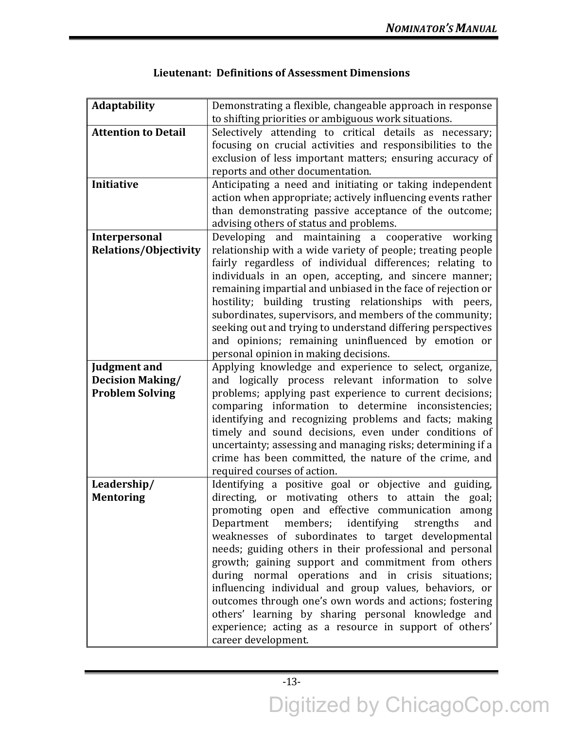## Lieutenant: Definitions of Assessment Dimensions

| | |
|---|---|
| **Adaptability** | Demonstrating a flexible, changeable approach in response to shifting priorities or ambiguous work situations. |
| **Attention to Detail** | Selectively attending to critical details as necessary; focusing on crucial activities and responsibilities to the exclusion of less important matters; ensuring accuracy of reports and other documentation. |
| **Initiative** | Anticipating a need and initiating or taking independent action when appropriate; actively influencing events rather than demonstrating passive acceptance of the outcome; advising others of status and problems. |
| **Interpersonal Relations/Objectivity** | Developing and maintaining a cooperative working relationship with a wide variety of people; treating people fairly regardless of individual differences; relating to individuals in an open, accepting, and sincere manner; remaining impartial and unbiased in the face of rejection or hostility; building trusting relationships with peers, subordinates, supervisors, and members of the community; seeking out and trying to understand differing perspectives and opinions; remaining uninfluenced by emotion or personal opinion in making decisions. |
| **Judgment and Decision Making/ Problem Solving** | Applying knowledge and experience to select, organize, and logically process relevant information to solve problems; applying past experience to current decisions; comparing information to determine inconsistencies; identifying and recognizing problems and facts; making timely and sound decisions, even under conditions of uncertainty; assessing and managing risks; determining if a crime has been committed, the nature of the crime, and required courses of action. |
| **Leadership/ Mentoring** | Identifying a positive goal or objective and guiding, directing, or motivating others to attain the goal; promoting open and effective communication among Department members; identifying strengths and weaknesses of subordinates to target developmental needs; guiding others in their professional and personal growth; gaining support and commitment from others during normal operations and in crisis situations; influencing individual and group values, behaviors, or outcomes through one's own words and actions; fostering others' learning by sharing personal knowledge and experience; acting as a resource in support of others' career development. |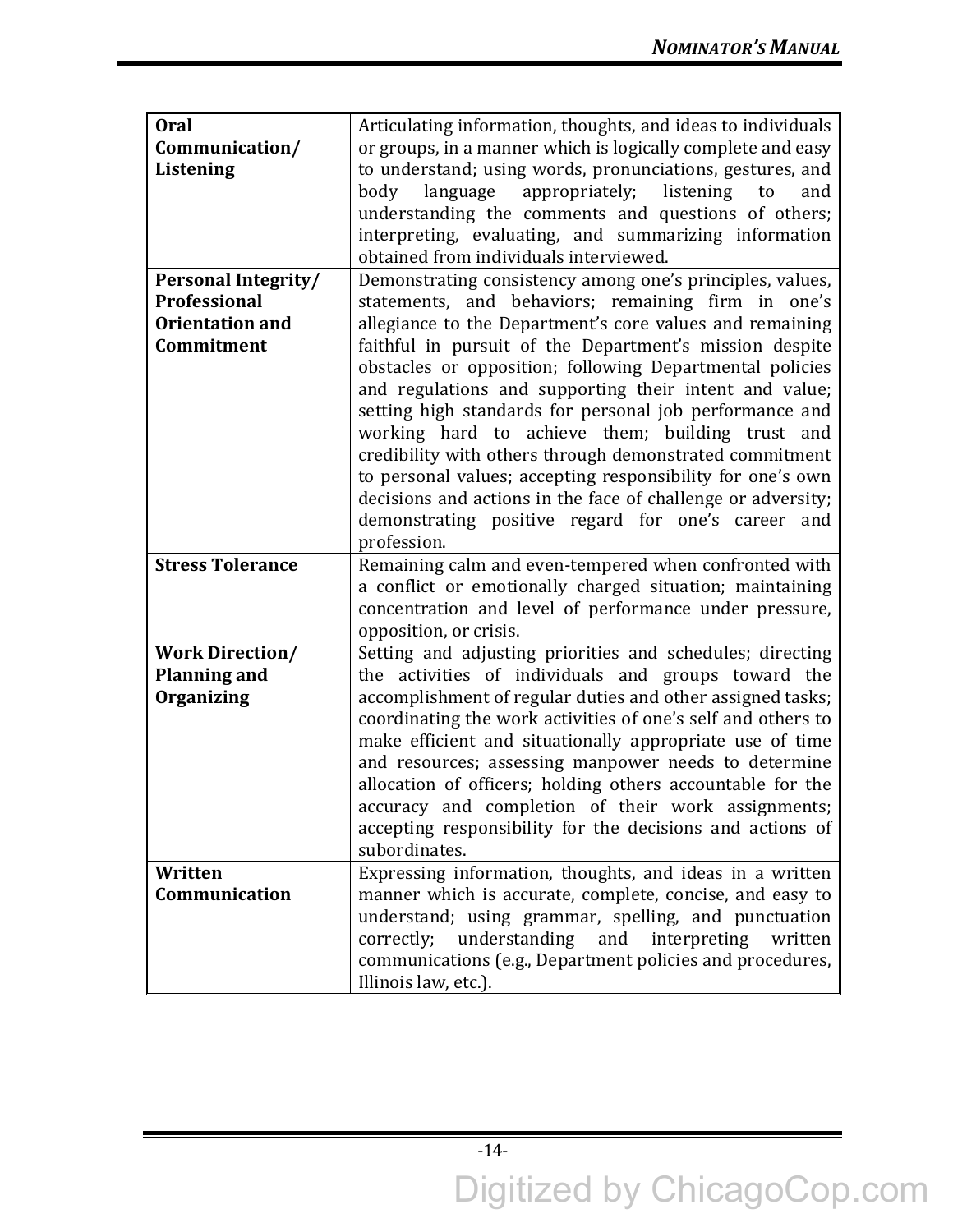| | |
|---|---|
| **Oral Communication/ Listening** | Articulating information, thoughts, and ideas to individuals or groups, in a manner which is logically complete and easy to understand; using words, pronunciations, gestures, and body language appropriately; listening to and understanding the comments and questions of others; interpreting, evaluating, and summarizing information obtained from individuals interviewed. |
| **Personal Integrity/ Professional Orientation and Commitment** | Demonstrating consistency among one's principles, values, statements, and behaviors; remaining firm in one's allegiance to the Department's core values and remaining faithful in pursuit of the Department's mission despite obstacles or opposition; following Departmental policies and regulations and supporting their intent and value; setting high standards for personal job performance and working hard to achieve them; building trust and credibility with others through demonstrated commitment to personal values; accepting responsibility for one's own decisions and actions in the face of challenge or adversity; demonstrating positive regard for one's career and profession. |
| **Stress Tolerance** | Remaining calm and even-tempered when confronted with a conflict or emotionally charged situation; maintaining concentration and level of performance under pressure, opposition, or crisis. |
| **Work Direction/ Planning and Organizing** | Setting and adjusting priorities and schedules; directing the activities of individuals and groups toward the accomplishment of regular duties and other assigned tasks; coordinating the work activities of one's self and others to make efficient and situationally appropriate use of time and resources; assessing manpower needs to determine allocation of officers; holding others accountable for the accuracy and completion of their work assignments; accepting responsibility for the decisions and actions of subordinates. |
| **Written Communication** | Expressing information, thoughts, and ideas in a written manner which is accurate, complete, concise, and easy to understand; using grammar, spelling, and punctuation correctly; understanding and interpreting written communications (e.g., Department policies and procedures, Illinois law, etc.). |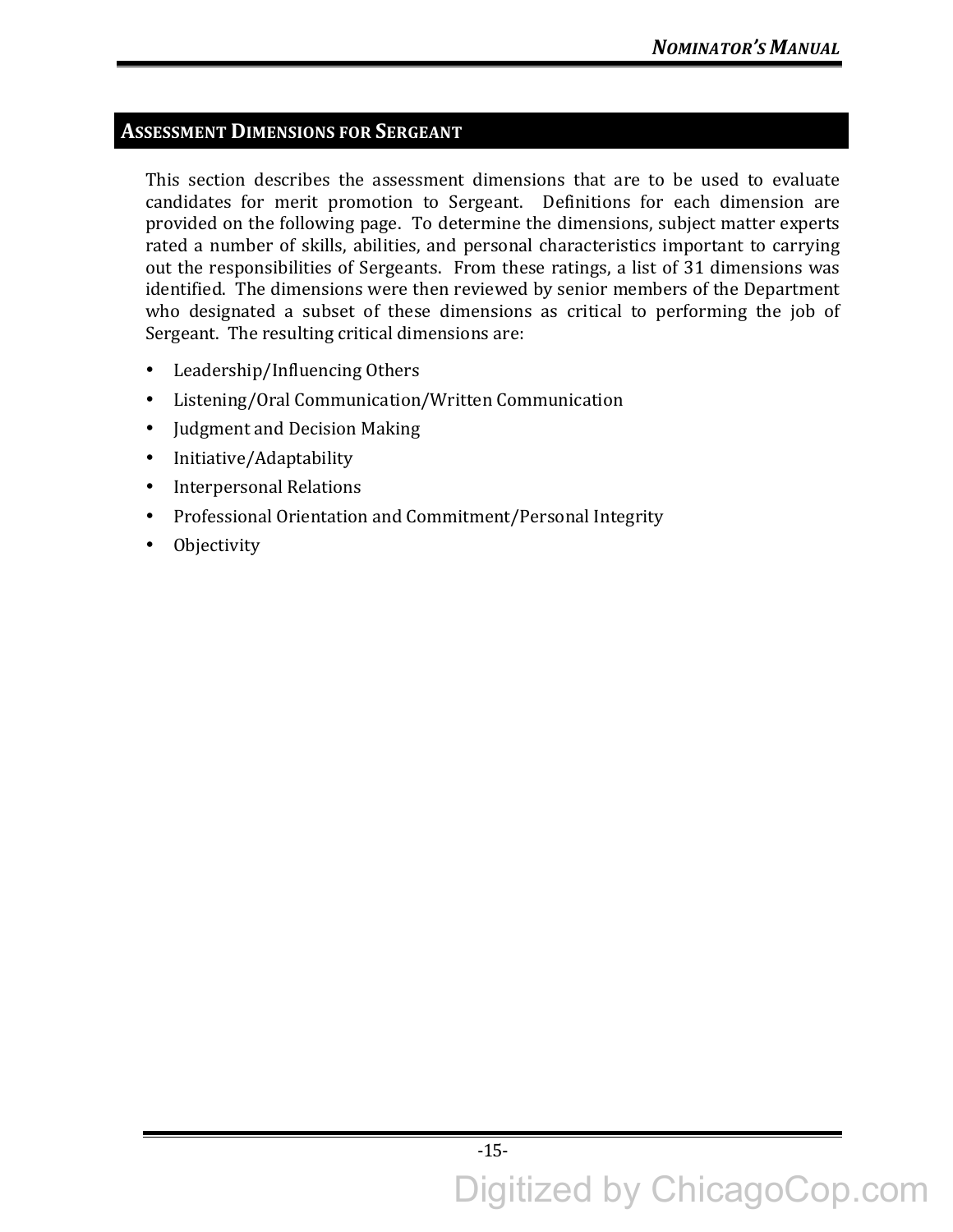## ASSESSMENT DIMENSIONS FOR SERGEANT

This section describes the assessment dimensions that are to be used to evaluate candidates for merit promotion to Sergeant. Definitions for each dimension are provided on the following page. To determine the dimensions, subject matter experts rated a number of skills, abilities, and personal characteristics important to carrying out the responsibilities of Sergeants. From these ratings, a list of 31 dimensions was identified. The dimensions were then reviewed by senior members of the Department who designated a subset of these dimensions as critical to performing the job of Sergeant. The resulting critical dimensions are:

- Leadership/Influencing Others
- Listening/Oral Communication/Written Communication
- Judgment and Decision Making
- Initiative/Adaptability
- Interpersonal Relations
- Professional Orientation and Commitment/Personal Integrity
- Objectivity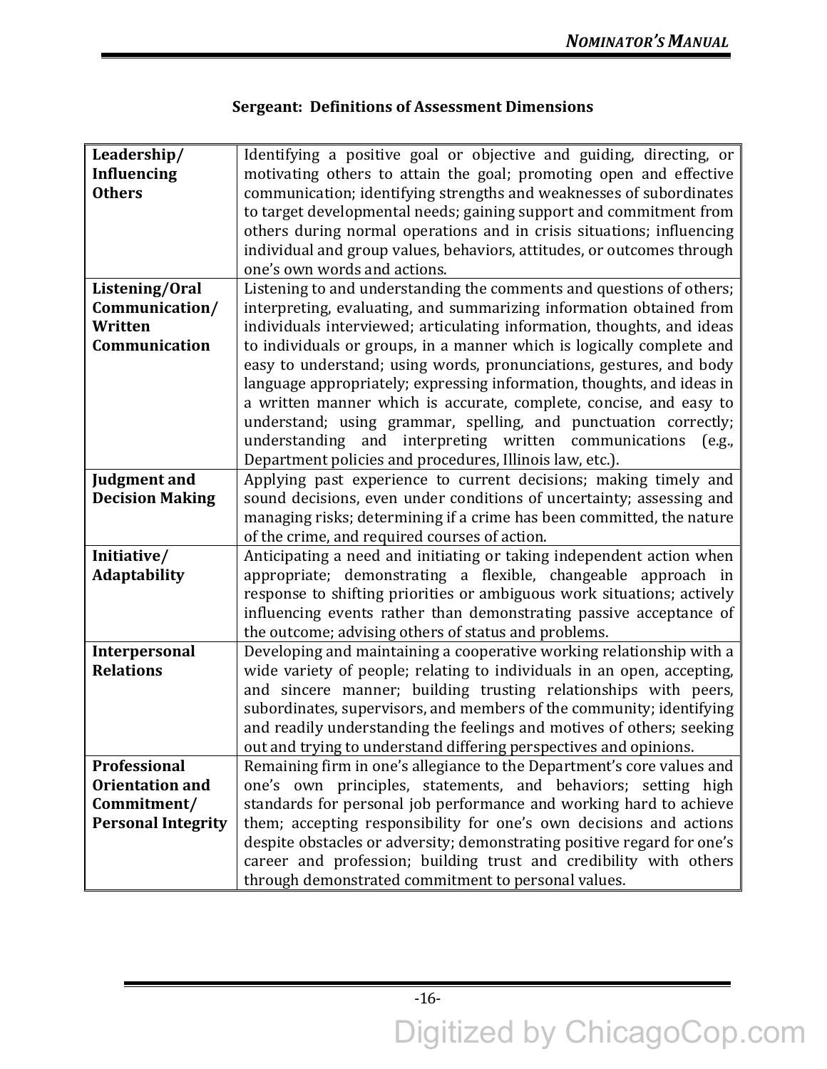## Sergeant: Definitions of Assessment Dimensions

| Dimension | Definition |
|---|---|
| **Leadership/ Influencing Others** | Identifying a positive goal or objective and guiding, directing, or motivating others to attain the goal; promoting open and effective communication; identifying strengths and weaknesses of subordinates to target developmental needs; gaining support and commitment from others during normal operations and in crisis situations; influencing individual and group values, behaviors, attitudes, or outcomes through one's own words and actions. |
| **Listening/Oral Communication/ Written Communication** | Listening to and understanding the comments and questions of others; interpreting, evaluating, and summarizing information obtained from individuals interviewed; articulating information, thoughts, and ideas to individuals or groups, in a manner which is logically complete and easy to understand; using words, pronunciations, gestures, and body language appropriately; expressing information, thoughts, and ideas in a written manner which is accurate, complete, concise, and easy to understand; using grammar, spelling, and punctuation correctly; understanding and interpreting written communications (e.g., Department policies and procedures, Illinois law, etc.). |
| **Judgment and Decision Making** | Applying past experience to current decisions; making timely and sound decisions, even under conditions of uncertainty; assessing and managing risks; determining if a crime has been committed, the nature of the crime, and required courses of action. |
| **Initiative/ Adaptability** | Anticipating a need and initiating or taking independent action when appropriate; demonstrating a flexible, changeable approach in response to shifting priorities or ambiguous work situations; actively influencing events rather than demonstrating passive acceptance of the outcome; advising others of status and problems. |
| **Interpersonal Relations** | Developing and maintaining a cooperative working relationship with a wide variety of people; relating to individuals in an open, accepting, and sincere manner; building trusting relationships with peers, subordinates, supervisors, and members of the community; identifying and readily understanding the feelings and motives of others; seeking out and trying to understand differing perspectives and opinions. |
| **Professional Orientation and Commitment/ Personal Integrity** | Remaining firm in one's allegiance to the Department's core values and one's own principles, statements, and behaviors; setting high standards for personal job performance and working hard to achieve them; accepting responsibility for one's own decisions and actions despite obstacles or adversity; demonstrating positive regard for one's career and profession; building trust and credibility with others through demonstrated commitment to personal values. |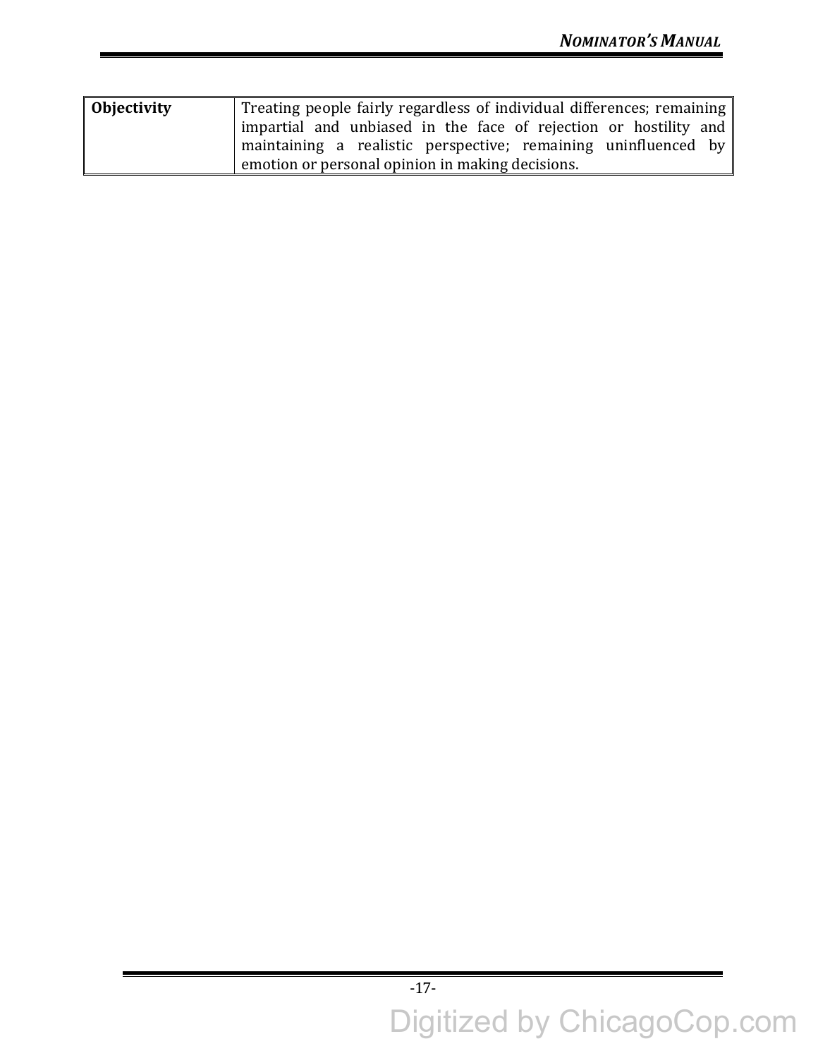| | |
|---|---|
| **Objectivity** | Treating people fairly regardless of individual differences; remaining impartial and unbiased in the face of rejection or hostility and maintaining a realistic perspective; remaining uninfluenced by emotion or personal opinion in making decisions. |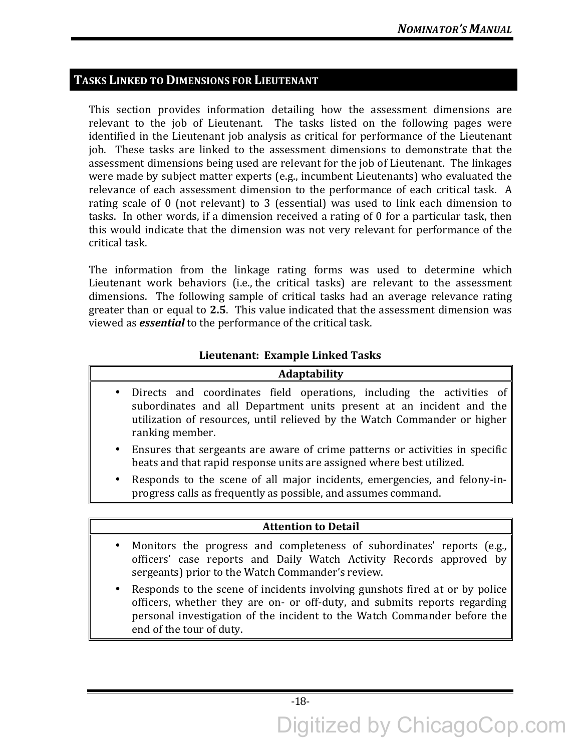## TASKS LINKED TO DIMENSIONS FOR LIEUTENANT

This section provides information detailing how the assessment dimensions are relevant to the job of Lieutenant. The tasks listed on the following pages were identified in the Lieutenant job analysis as critical for performance of the Lieutenant job. These tasks are linked to the assessment dimensions to demonstrate that the assessment dimensions being used are relevant for the job of Lieutenant. The linkages were made by subject matter experts (e.g., incumbent Lieutenants) who evaluated the relevance of each assessment dimension to the performance of each critical task. A rating scale of 0 (not relevant) to 3 (essential) was used to link each dimension to tasks. In other words, if a dimension received a rating of 0 for a particular task, then this would indicate that the dimension was not very relevant for performance of the critical task.

The information from the linkage rating forms was used to determine which Lieutenant work behaviors (i.e., the critical tasks) are relevant to the assessment dimensions. The following sample of critical tasks had an average relevance rating greater than or equal to **2.5**. This value indicated that the assessment dimension was viewed as ***essential*** to the performance of the critical task.

**Lieutenant: Example Linked Tasks**

| Adaptability |
|---|
| • Directs and coordinates field operations, including the activities of subordinates and all Department units present at an incident and the utilization of resources, until relieved by the Watch Commander or higher ranking member.<br>• Ensures that sergeants are aware of crime patterns or activities in specific beats and that rapid response units are assigned where best utilized.<br>• Responds to the scene of all major incidents, emergencies, and felony-in-progress calls as frequently as possible, and assumes command. |

| Attention to Detail |
|---|
| • Monitors the progress and completeness of subordinates' reports (e.g., officers' case reports and Daily Watch Activity Records approved by sergeants) prior to the Watch Commander's review.<br>• Responds to the scene of incidents involving gunshots fired at or by police officers, whether they are on- or off-duty, and submits reports regarding personal investigation of the incident to the Watch Commander before the end of the tour of duty. |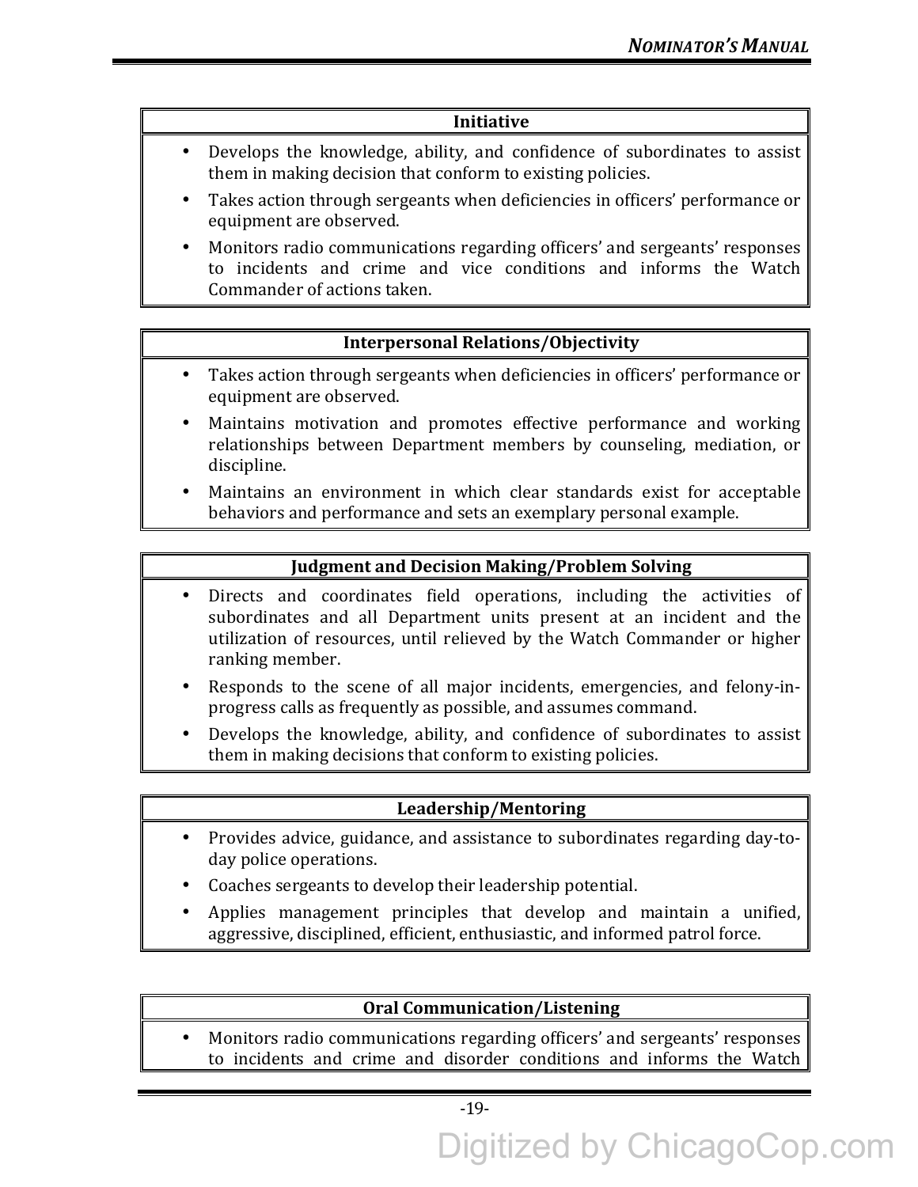| Initiative |
| --- |
| • Develops the knowledge, ability, and confidence of subordinates to assist them in making decision that conform to existing policies.<br>• Takes action through sergeants when deficiencies in officers' performance or equipment are observed.<br>• Monitors radio communications regarding officers' and sergeants' responses to incidents and crime and vice conditions and informs the Watch Commander of actions taken. |

| Interpersonal Relations/Objectivity |
| --- |
| • Takes action through sergeants when deficiencies in officers' performance or equipment are observed.<br>• Maintains motivation and promotes effective performance and working relationships between Department members by counseling, mediation, or discipline.<br>• Maintains an environment in which clear standards exist for acceptable behaviors and performance and sets an exemplary personal example. |

| Judgment and Decision Making/Problem Solving |
| --- |
| • Directs and coordinates field operations, including the activities of subordinates and all Department units present at an incident and the utilization of resources, until relieved by the Watch Commander or higher ranking member.<br>• Responds to the scene of all major incidents, emergencies, and felony-in-progress calls as frequently as possible, and assumes command.<br>• Develops the knowledge, ability, and confidence of subordinates to assist them in making decisions that conform to existing policies. |

| Leadership/Mentoring |
| --- |
| • Provides advice, guidance, and assistance to subordinates regarding day-to-day police operations.<br>• Coaches sergeants to develop their leadership potential.<br>• Applies management principles that develop and maintain a unified, aggressive, disciplined, efficient, enthusiastic, and informed patrol force. |

| Oral Communication/Listening |
| --- |
| • Monitors radio communications regarding officers' and sergeants' responses to incidents and crime and disorder conditions and informs the Watch |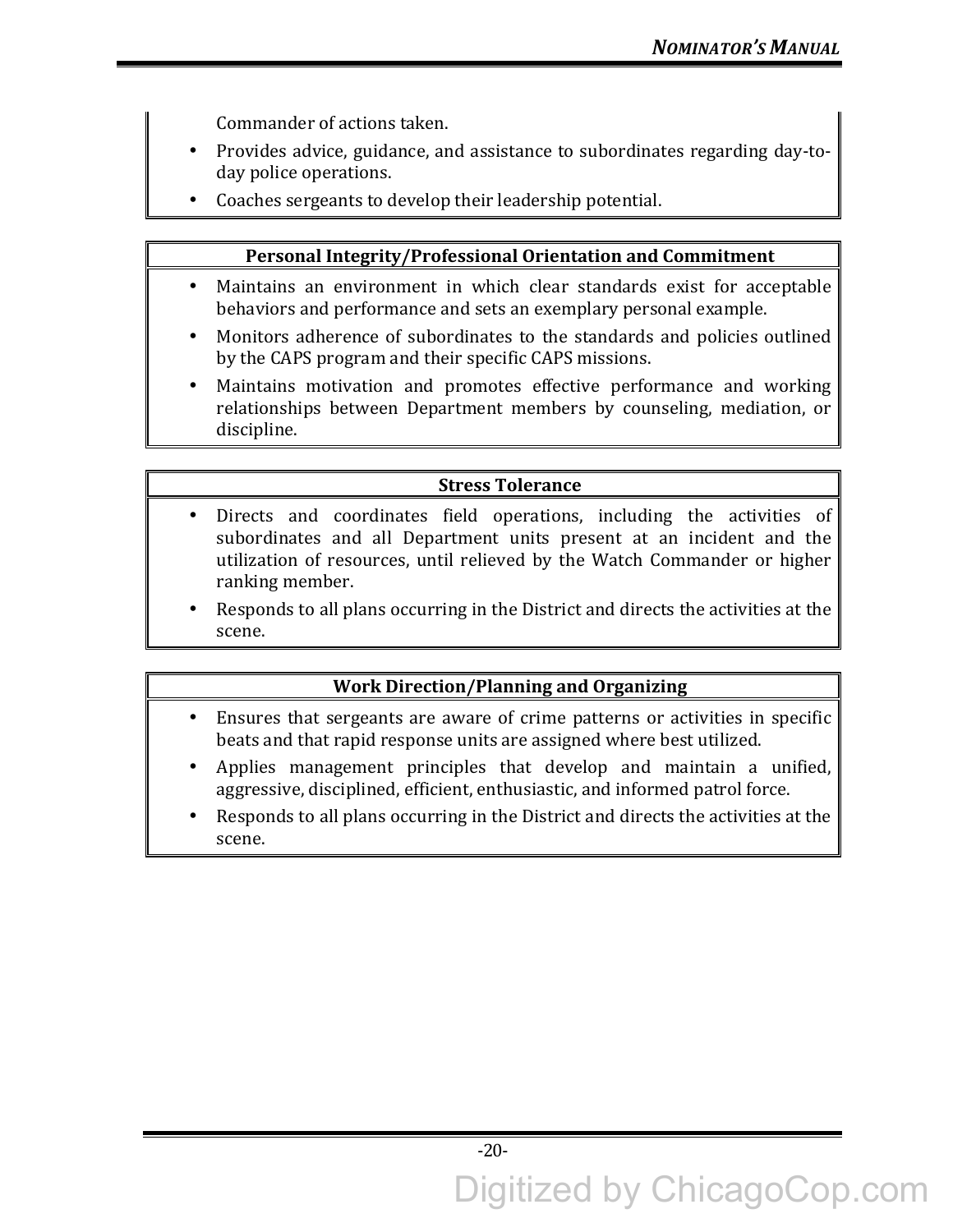Commander of actions taken.

- Provides advice, guidance, and assistance to subordinates regarding day-to-day police operations.
- Coaches sergeants to develop their leadership potential.

| Personal Integrity/Professional Orientation and Commitment |
|---|
| • Maintains an environment in which clear standards exist for acceptable behaviors and performance and sets an exemplary personal example.<br>• Monitors adherence of subordinates to the standards and policies outlined by the CAPS program and their specific CAPS missions.<br>• Maintains motivation and promotes effective performance and working relationships between Department members by counseling, mediation, or discipline. |

| Stress Tolerance |
|---|
| • Directs and coordinates field operations, including the activities of subordinates and all Department units present at an incident and the utilization of resources, until relieved by the Watch Commander or higher ranking member.<br>• Responds to all plans occurring in the District and directs the activities at the scene. |

| Work Direction/Planning and Organizing |
|---|
| • Ensures that sergeants are aware of crime patterns or activities in specific beats and that rapid response units are assigned where best utilized.<br>• Applies management principles that develop and maintain a unified, aggressive, disciplined, efficient, enthusiastic, and informed patrol force.<br>• Responds to all plans occurring in the District and directs the activities at the scene. |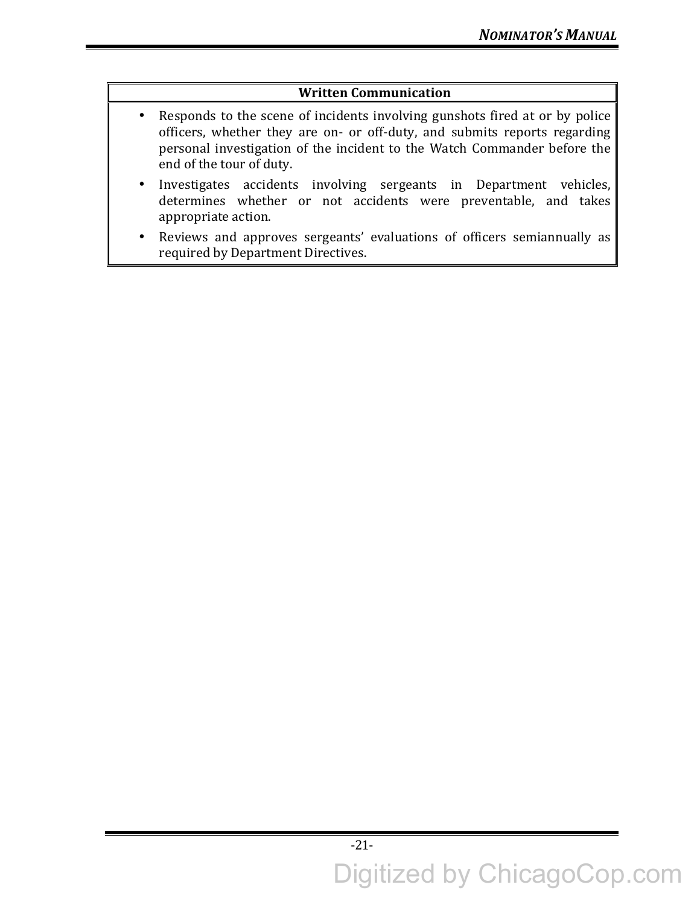| Written Communication |
| --- |
| • Responds to the scene of incidents involving gunshots fired at or by police officers, whether they are on- or off-duty, and submits reports regarding personal investigation of the incident to the Watch Commander before the end of the tour of duty.<br>• Investigates accidents involving sergeants in Department vehicles, determines whether or not accidents were preventable, and takes appropriate action.<br>• Reviews and approves sergeants' evaluations of officers semiannually as required by Department Directives. |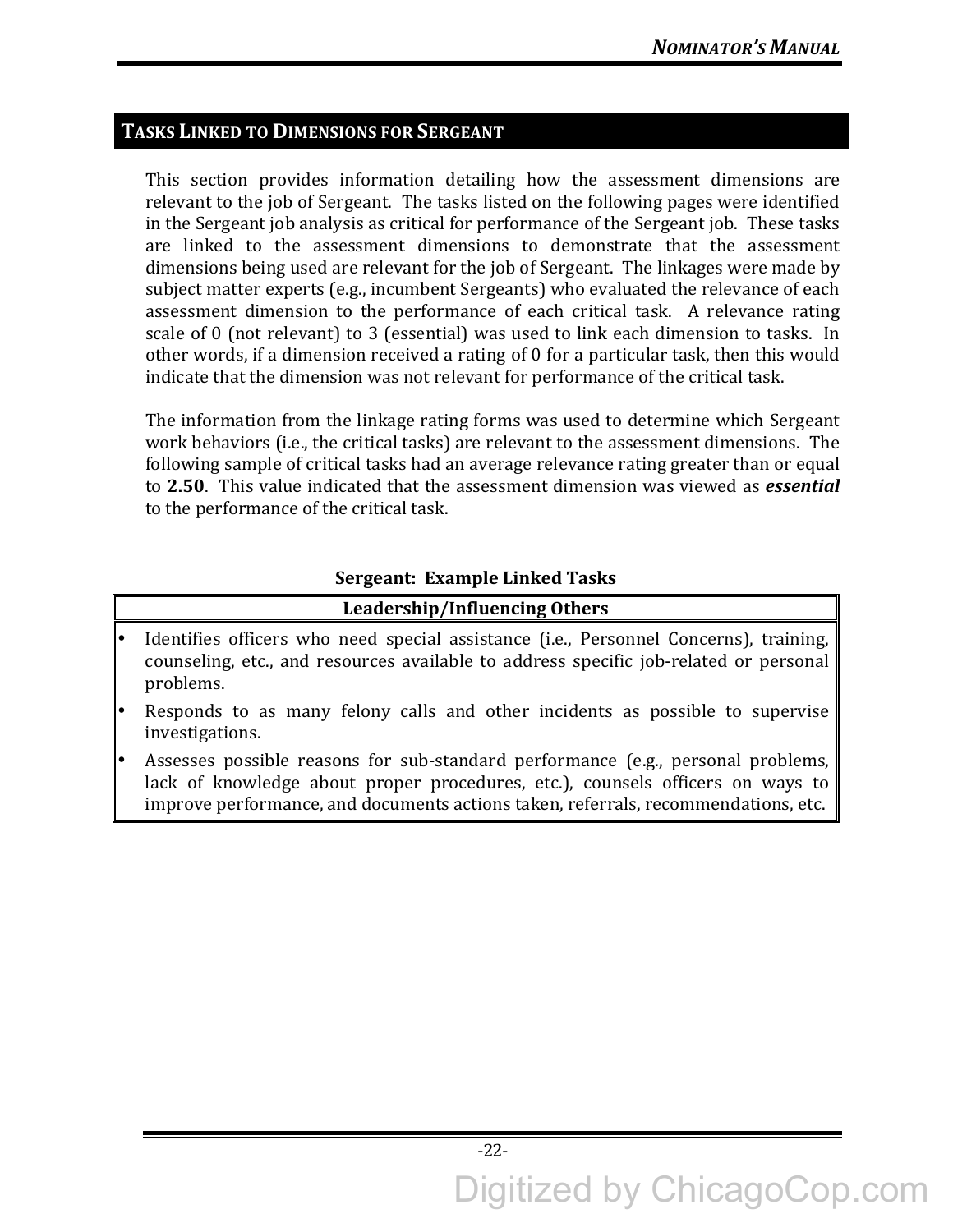## Tasks Linked to Dimensions for Sergeant

This section provides information detailing how the assessment dimensions are relevant to the job of Sergeant. The tasks listed on the following pages were identified in the Sergeant job analysis as critical for performance of the Sergeant job. These tasks are linked to the assessment dimensions to demonstrate that the assessment dimensions being used are relevant for the job of Sergeant. The linkages were made by subject matter experts (e.g., incumbent Sergeants) who evaluated the relevance of each assessment dimension to the performance of each critical task. A relevance rating scale of 0 (not relevant) to 3 (essential) was used to link each dimension to tasks. In other words, if a dimension received a rating of 0 for a particular task, then this would indicate that the dimension was not relevant for performance of the critical task.

The information from the linkage rating forms was used to determine which Sergeant work behaviors (i.e., the critical tasks) are relevant to the assessment dimensions. The following sample of critical tasks had an average relevance rating greater than or equal to **2.50**. This value indicated that the assessment dimension was viewed as ***essential*** to the performance of the critical task.

**Sergeant: Example Linked Tasks**

| Leadership/Influencing Others |
|---|
| • Identifies officers who need special assistance (i.e., Personnel Concerns), training, counseling, etc., and resources available to address specific job-related or personal problems. |
| • Responds to as many felony calls and other incidents as possible to supervise investigations. |
| • Assesses possible reasons for sub-standard performance (e.g., personal problems, lack of knowledge about proper procedures, etc.), counsels officers on ways to improve performance, and documents actions taken, referrals, recommendations, etc. |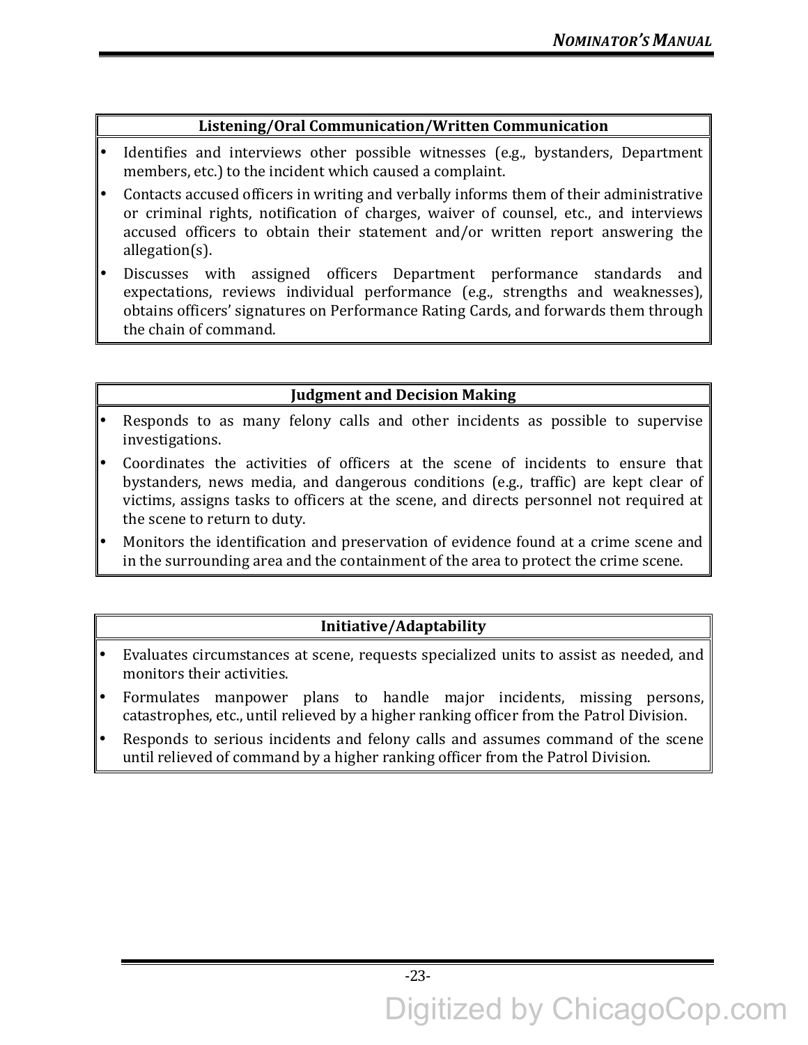### Listening/Oral Communication/Written Communication

- Identifies and interviews other possible witnesses (e.g., bystanders, Department members, etc.) to the incident which caused a complaint.
- Contacts accused officers in writing and verbally informs them of their administrative or criminal rights, notification of charges, waiver of counsel, etc., and interviews accused officers to obtain their statement and/or written report answering the allegation(s).
- Discusses with assigned officers Department performance standards and expectations, reviews individual performance (e.g., strengths and weaknesses), obtains officers' signatures on Performance Rating Cards, and forwards them through the chain of command.

### Judgment and Decision Making

- Responds to as many felony calls and other incidents as possible to supervise investigations.
- Coordinates the activities of officers at the scene of incidents to ensure that bystanders, news media, and dangerous conditions (e.g., traffic) are kept clear of victims, assigns tasks to officers at the scene, and directs personnel not required at the scene to return to duty.
- Monitors the identification and preservation of evidence found at a crime scene and in the surrounding area and the containment of the area to protect the crime scene.

### Initiative/Adaptability

- Evaluates circumstances at scene, requests specialized units to assist as needed, and monitors their activities.
- Formulates manpower plans to handle major incidents, missing persons, catastrophes, etc., until relieved by a higher ranking officer from the Patrol Division.
- Responds to serious incidents and felony calls and assumes command of the scene until relieved of command by a higher ranking officer from the Patrol Division.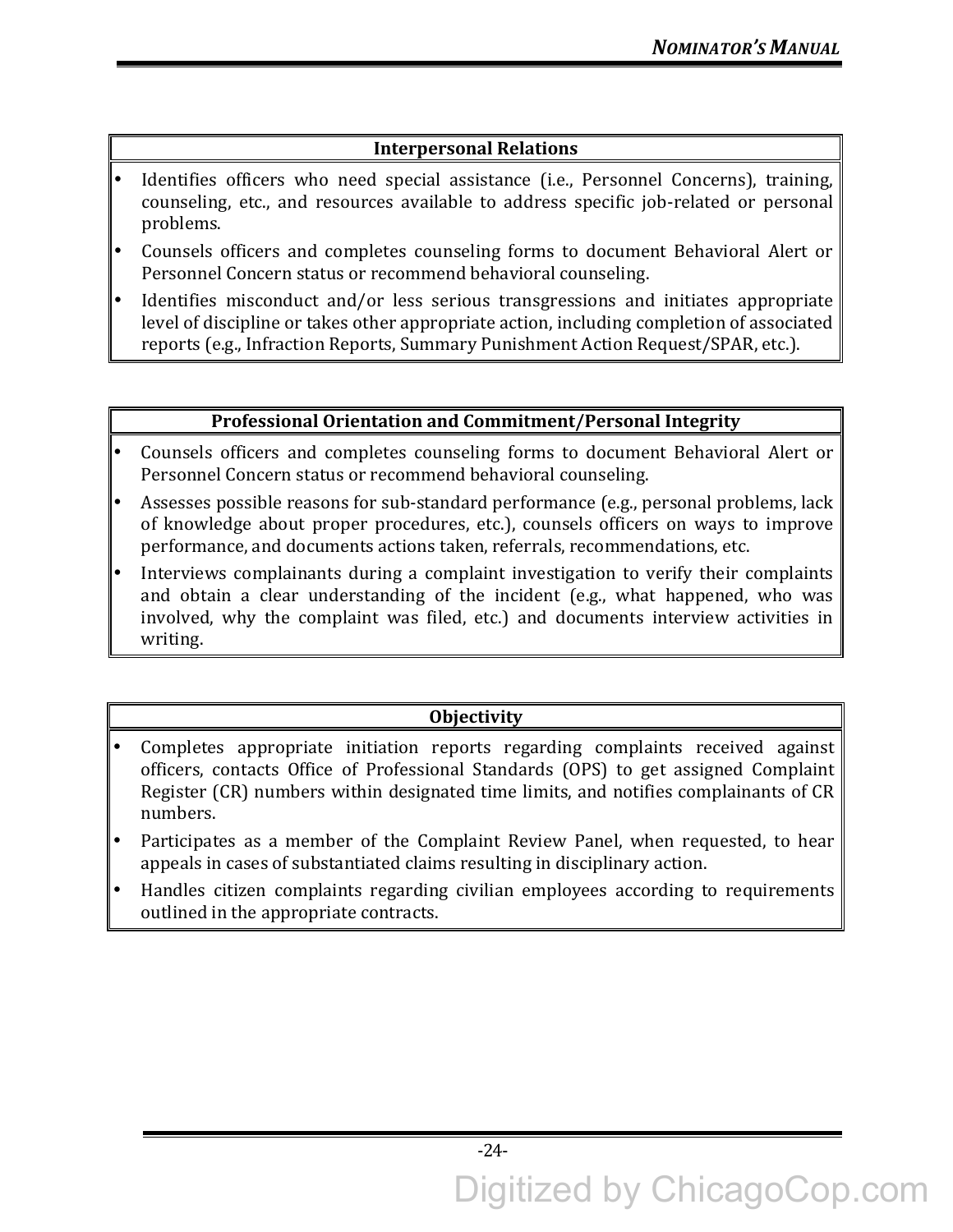**Interpersonal Relations**

- Identifies officers who need special assistance (i.e., Personnel Concerns), training, counseling, etc., and resources available to address specific job-related or personal problems.
- Counsels officers and completes counseling forms to document Behavioral Alert or Personnel Concern status or recommend behavioral counseling.
- Identifies misconduct and/or less serious transgressions and initiates appropriate level of discipline or takes other appropriate action, including completion of associated reports (e.g., Infraction Reports, Summary Punishment Action Request/SPAR, etc.).

**Professional Orientation and Commitment/Personal Integrity**

- Counsels officers and completes counseling forms to document Behavioral Alert or Personnel Concern status or recommend behavioral counseling.
- Assesses possible reasons for sub-standard performance (e.g., personal problems, lack of knowledge about proper procedures, etc.), counsels officers on ways to improve performance, and documents actions taken, referrals, recommendations, etc.
- Interviews complainants during a complaint investigation to verify their complaints and obtain a clear understanding of the incident (e.g., what happened, who was involved, why the complaint was filed, etc.) and documents interview activities in writing.

**Objectivity**

- Completes appropriate initiation reports regarding complaints received against officers, contacts Office of Professional Standards (OPS) to get assigned Complaint Register (CR) numbers within designated time limits, and notifies complainants of CR numbers.
- Participates as a member of the Complaint Review Panel, when requested, to hear appeals in cases of substantiated claims resulting in disciplinary action.
- Handles citizen complaints regarding civilian employees according to requirements outlined in the appropriate contracts.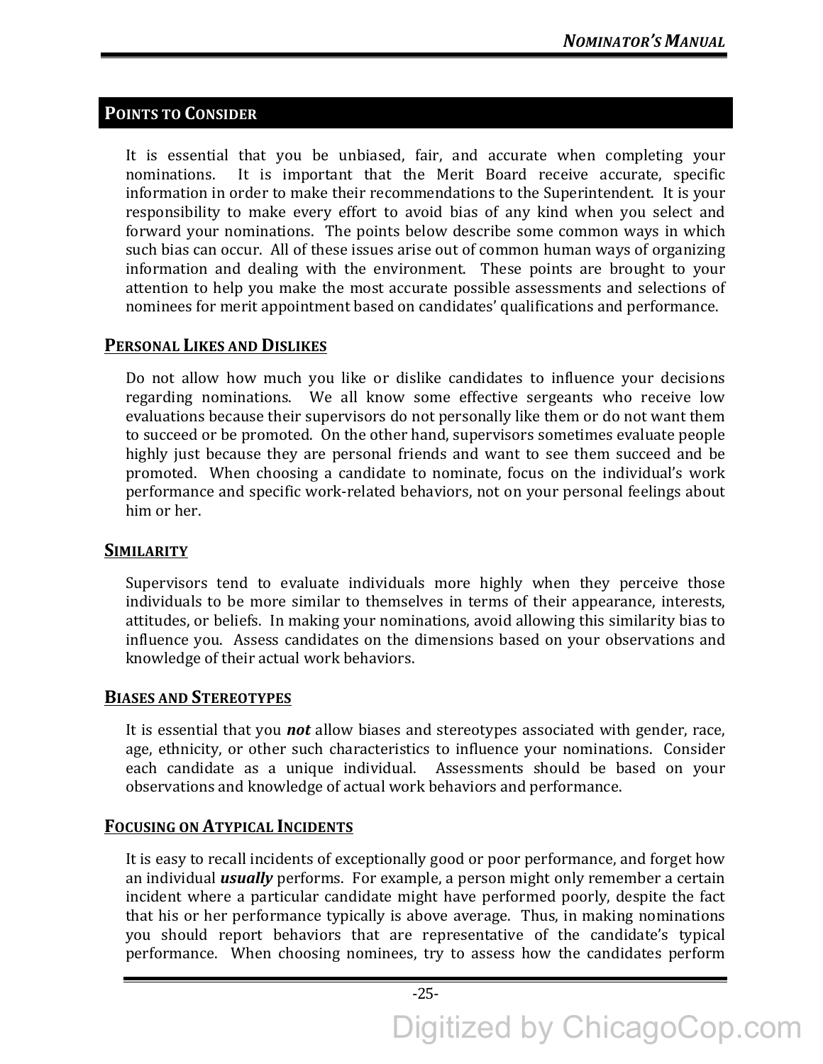## POINTS TO CONSIDER

It is essential that you be unbiased, fair, and accurate when completing your nominations. It is important that the Merit Board receive accurate, specific information in order to make their recommendations to the Superintendent. It is your responsibility to make every effort to avoid bias of any kind when you select and forward your nominations. The points below describe some common ways in which such bias can occur. All of these issues arise out of common human ways of organizing information and dealing with the environment. These points are brought to your attention to help you make the most accurate possible assessments and selections of nominees for merit appointment based on candidates' qualifications and performance.

### PERSONAL LIKES AND DISLIKES

Do not allow how much you like or dislike candidates to influence your decisions regarding nominations. We all know some effective sergeants who receive low evaluations because their supervisors do not personally like them or do not want them to succeed or be promoted. On the other hand, supervisors sometimes evaluate people highly just because they are personal friends and want to see them succeed and be promoted. When choosing a candidate to nominate, focus on the individual's work performance and specific work-related behaviors, not on your personal feelings about him or her.

### SIMILARITY

Supervisors tend to evaluate individuals more highly when they perceive those individuals to be more similar to themselves in terms of their appearance, interests, attitudes, or beliefs. In making your nominations, avoid allowing this similarity bias to influence you. Assess candidates on the dimensions based on your observations and knowledge of their actual work behaviors.

### BIASES AND STEREOTYPES

It is essential that you ***not*** allow biases and stereotypes associated with gender, race, age, ethnicity, or other such characteristics to influence your nominations. Consider each candidate as a unique individual. Assessments should be based on your observations and knowledge of actual work behaviors and performance.

### FOCUSING ON ATYPICAL INCIDENTS

It is easy to recall incidents of exceptionally good or poor performance, and forget how an individual ***usually*** performs. For example, a person might only remember a certain incident where a particular candidate might have performed poorly, despite the fact that his or her performance typically is above average. Thus, in making nominations you should report behaviors that are representative of the candidate's typical performance. When choosing nominees, try to assess how the candidates perform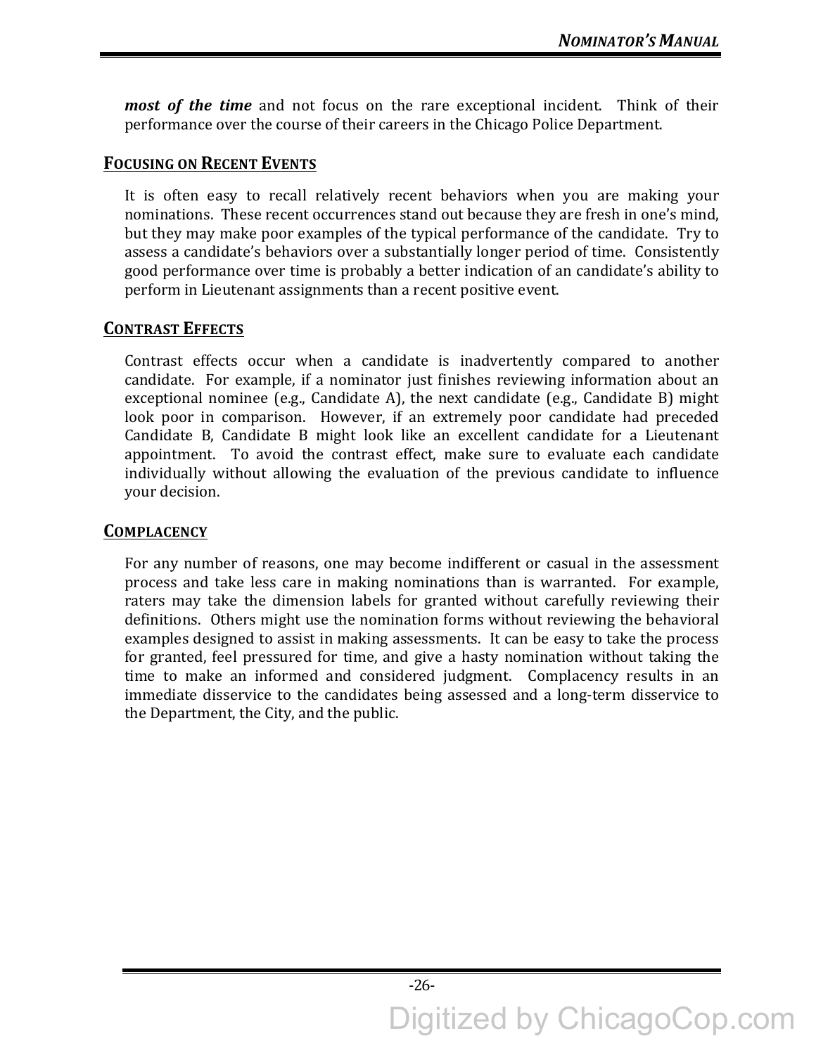***most of the time*** and not focus on the rare exceptional incident. Think of their performance over the course of their careers in the Chicago Police Department.

## FOCUSING ON RECENT EVENTS

It is often easy to recall relatively recent behaviors when you are making your nominations. These recent occurrences stand out because they are fresh in one's mind, but they may make poor examples of the typical performance of the candidate. Try to assess a candidate's behaviors over a substantially longer period of time. Consistently good performance over time is probably a better indication of an candidate's ability to perform in Lieutenant assignments than a recent positive event.

## CONTRAST EFFECTS

Contrast effects occur when a candidate is inadvertently compared to another candidate. For example, if a nominator just finishes reviewing information about an exceptional nominee (e.g., Candidate A), the next candidate (e.g., Candidate B) might look poor in comparison. However, if an extremely poor candidate had preceded Candidate B, Candidate B might look like an excellent candidate for a Lieutenant appointment. To avoid the contrast effect, make sure to evaluate each candidate individually without allowing the evaluation of the previous candidate to influence your decision.

## COMPLACENCY

For any number of reasons, one may become indifferent or casual in the assessment process and take less care in making nominations than is warranted. For example, raters may take the dimension labels for granted without carefully reviewing their definitions. Others might use the nomination forms without reviewing the behavioral examples designed to assist in making assessments. It can be easy to take the process for granted, feel pressured for time, and give a hasty nomination without taking the time to make an informed and considered judgment. Complacency results in an immediate disservice to the candidates being assessed and a long-term disservice to the Department, the City, and the public.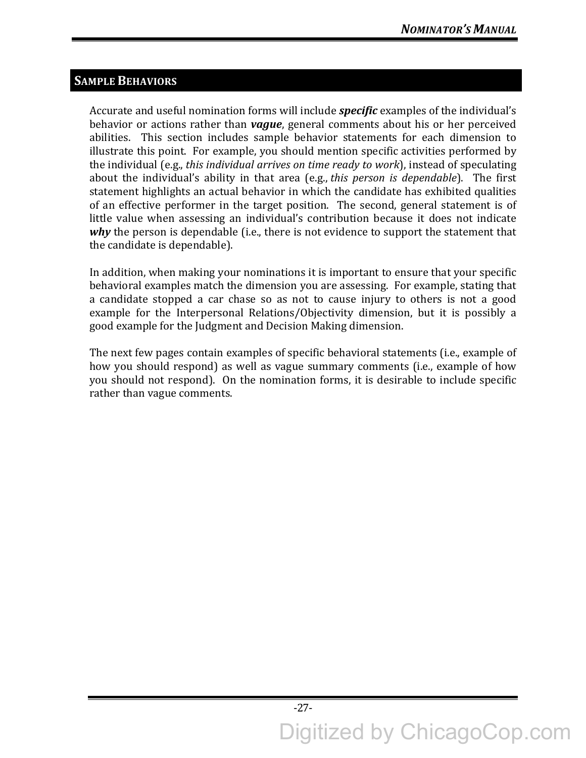## Sample Behaviors

Accurate and useful nomination forms will include ***specific*** examples of the individual's behavior or actions rather than ***vague***, general comments about his or her perceived abilities. This section includes sample behavior statements for each dimension to illustrate this point. For example, you should mention specific activities performed by the individual (e.g., *this individual arrives on time ready to work*), instead of speculating about the individual's ability in that area (e.g., *this person is dependable*). The first statement highlights an actual behavior in which the candidate has exhibited qualities of an effective performer in the target position. The second, general statement is of little value when assessing an individual's contribution because it does not indicate ***why*** the person is dependable (i.e., there is not evidence to support the statement that the candidate is dependable).

In addition, when making your nominations it is important to ensure that your specific behavioral examples match the dimension you are assessing. For example, stating that a candidate stopped a car chase so as not to cause injury to others is not a good example for the Interpersonal Relations/Objectivity dimension, but it is possibly a good example for the Judgment and Decision Making dimension.

The next few pages contain examples of specific behavioral statements (i.e., example of how you should respond) as well as vague summary comments (i.e., example of how you should not respond). On the nomination forms, it is desirable to include specific rather than vague comments.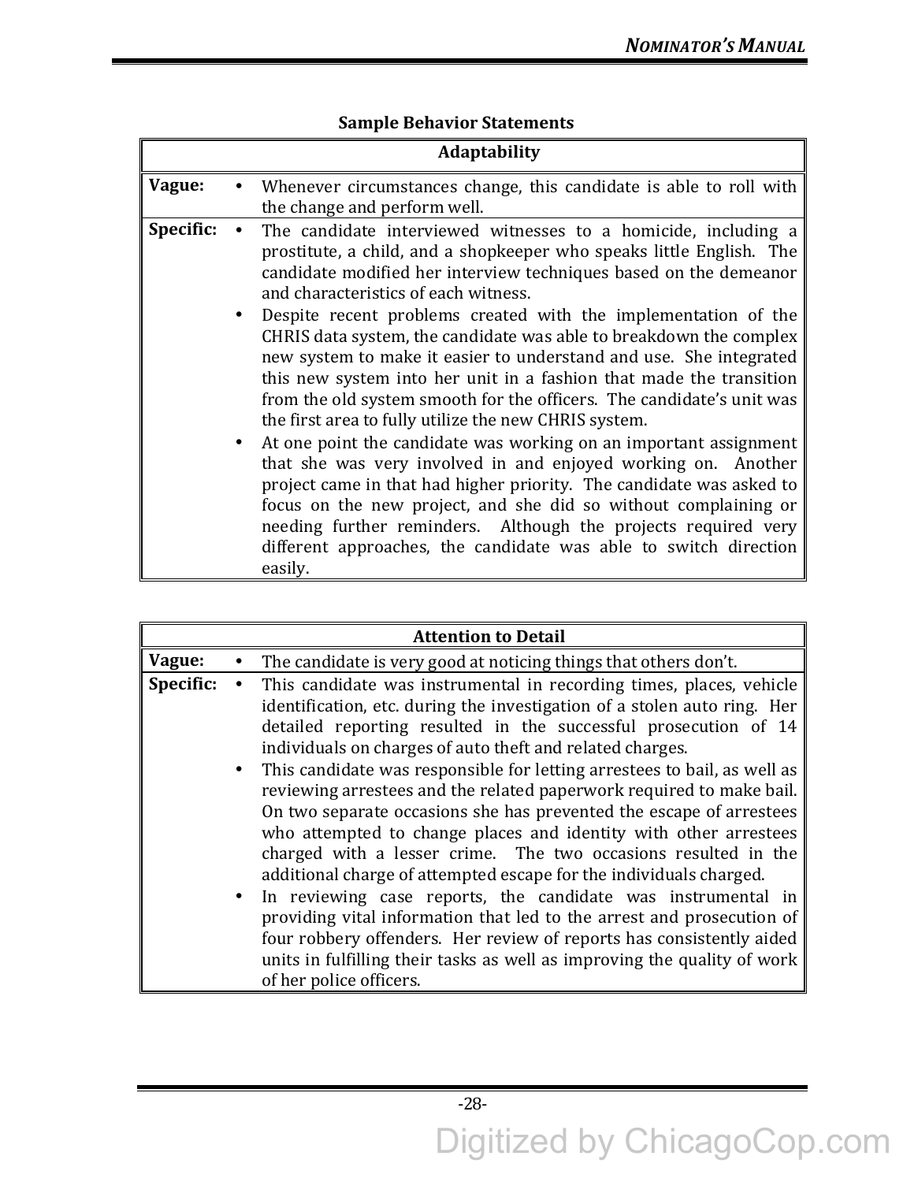**Sample Behavior Statements**

| Adaptability | |
|---|---|
| **Vague:** | • Whenever circumstances change, this candidate is able to roll with the change and perform well. |
| **Specific:** | • The candidate interviewed witnesses to a homicide, including a prostitute, a child, and a shopkeeper who speaks little English. The candidate modified her interview techniques based on the demeanor and characteristics of each witness.<br>• Despite recent problems created with the implementation of the CHRIS data system, the candidate was able to breakdown the complex new system to make it easier to understand and use. She integrated this new system into her unit in a fashion that made the transition from the old system smooth for the officers. The candidate's unit was the first area to fully utilize the new CHRIS system.<br>• At one point the candidate was working on an important assignment that she was very involved in and enjoyed working on. Another project came in that had higher priority. The candidate was asked to focus on the new project, and she did so without complaining or needing further reminders. Although the projects required very different approaches, the candidate was able to switch direction easily. |

| Attention to Detail | |
|---|---|
| **Vague:** | • The candidate is very good at noticing things that others don't. |
| **Specific:** | • This candidate was instrumental in recording times, places, vehicle identification, etc. during the investigation of a stolen auto ring. Her detailed reporting resulted in the successful prosecution of 14 individuals on charges of auto theft and related charges.<br>• This candidate was responsible for letting arrestees to bail, as well as reviewing arrestees and the related paperwork required to make bail. On two separate occasions she has prevented the escape of arrestees who attempted to change places and identity with other arrestees charged with a lesser crime. The two occasions resulted in the additional charge of attempted escape for the individuals charged.<br>• In reviewing case reports, the candidate was instrumental in providing vital information that led to the arrest and prosecution of four robbery offenders. Her review of reports has consistently aided units in fulfilling their tasks as well as improving the quality of work of her police officers. |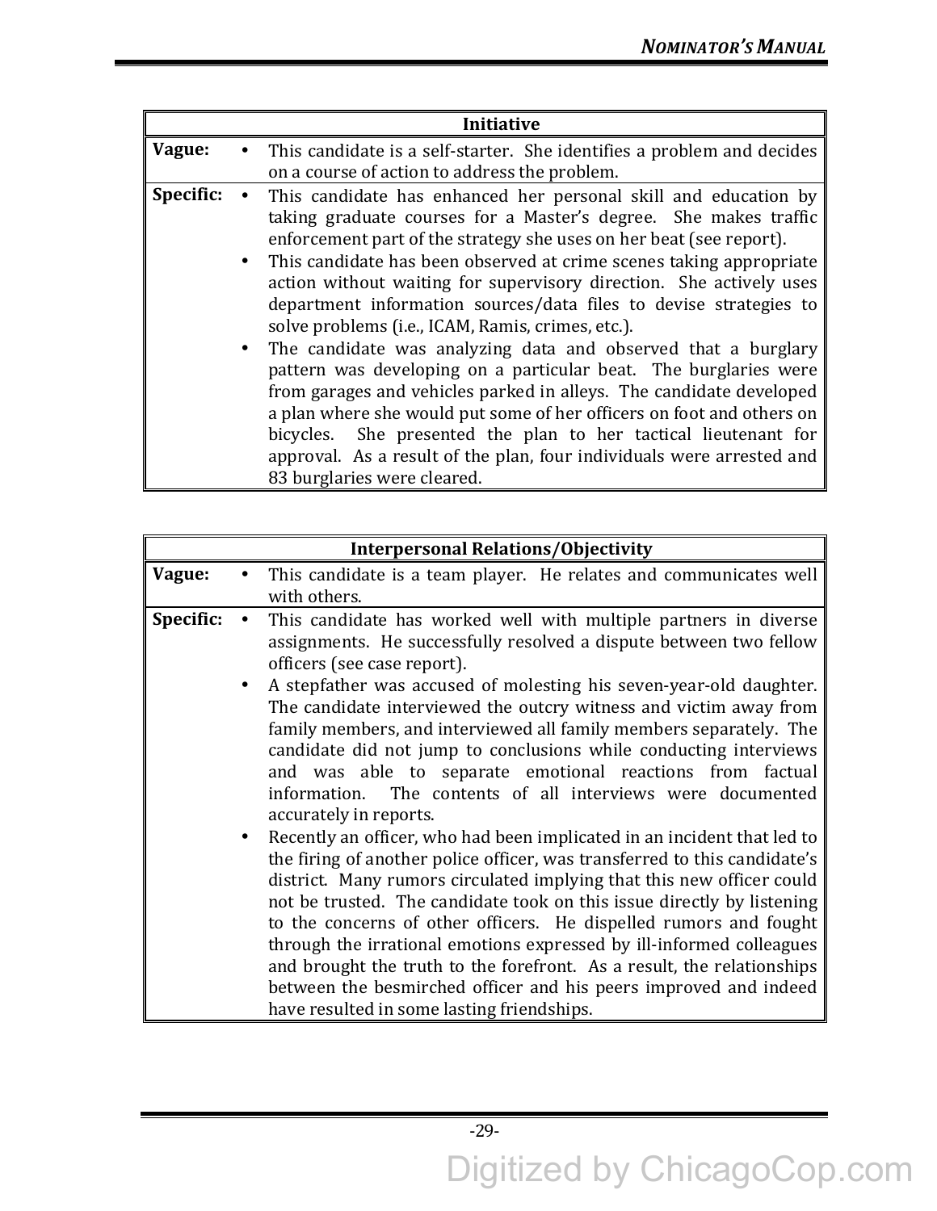| Initiative | |
|---|---|
| **Vague:** | • This candidate is a self-starter. She identifies a problem and decides on a course of action to address the problem. |
| **Specific:** | • This candidate has enhanced her personal skill and education by taking graduate courses for a Master's degree. She makes traffic enforcement part of the strategy she uses on her beat (see report).<br>• This candidate has been observed at crime scenes taking appropriate action without waiting for supervisory direction. She actively uses department information sources/data files to devise strategies to solve problems (i.e., ICAM, Ramis, crimes, etc.).<br>• The candidate was analyzing data and observed that a burglary pattern was developing on a particular beat. The burglaries were from garages and vehicles parked in alleys. The candidate developed a plan where she would put some of her officers on foot and others on bicycles. She presented the plan to her tactical lieutenant for approval. As a result of the plan, four individuals were arrested and 83 burglaries were cleared. |

| Interpersonal Relations/Objectivity | |
|---|---|
| **Vague:** | • This candidate is a team player. He relates and communicates well with others. |
| **Specific:** | • This candidate has worked well with multiple partners in diverse assignments. He successfully resolved a dispute between two fellow officers (see case report).<br>• A stepfather was accused of molesting his seven-year-old daughter. The candidate interviewed the outcry witness and victim away from family members, and interviewed all family members separately. The candidate did not jump to conclusions while conducting interviews and was able to separate emotional reactions from factual information. The contents of all interviews were documented accurately in reports.<br>• Recently an officer, who had been implicated in an incident that led to the firing of another police officer, was transferred to this candidate's district. Many rumors circulated implying that this new officer could not be trusted. The candidate took on this issue directly by listening to the concerns of other officers. He dispelled rumors and fought through the irrational emotions expressed by ill-informed colleagues and brought the truth to the forefront. As a result, the relationships between the besmirched officer and his peers improved and indeed have resulted in some lasting friendships. |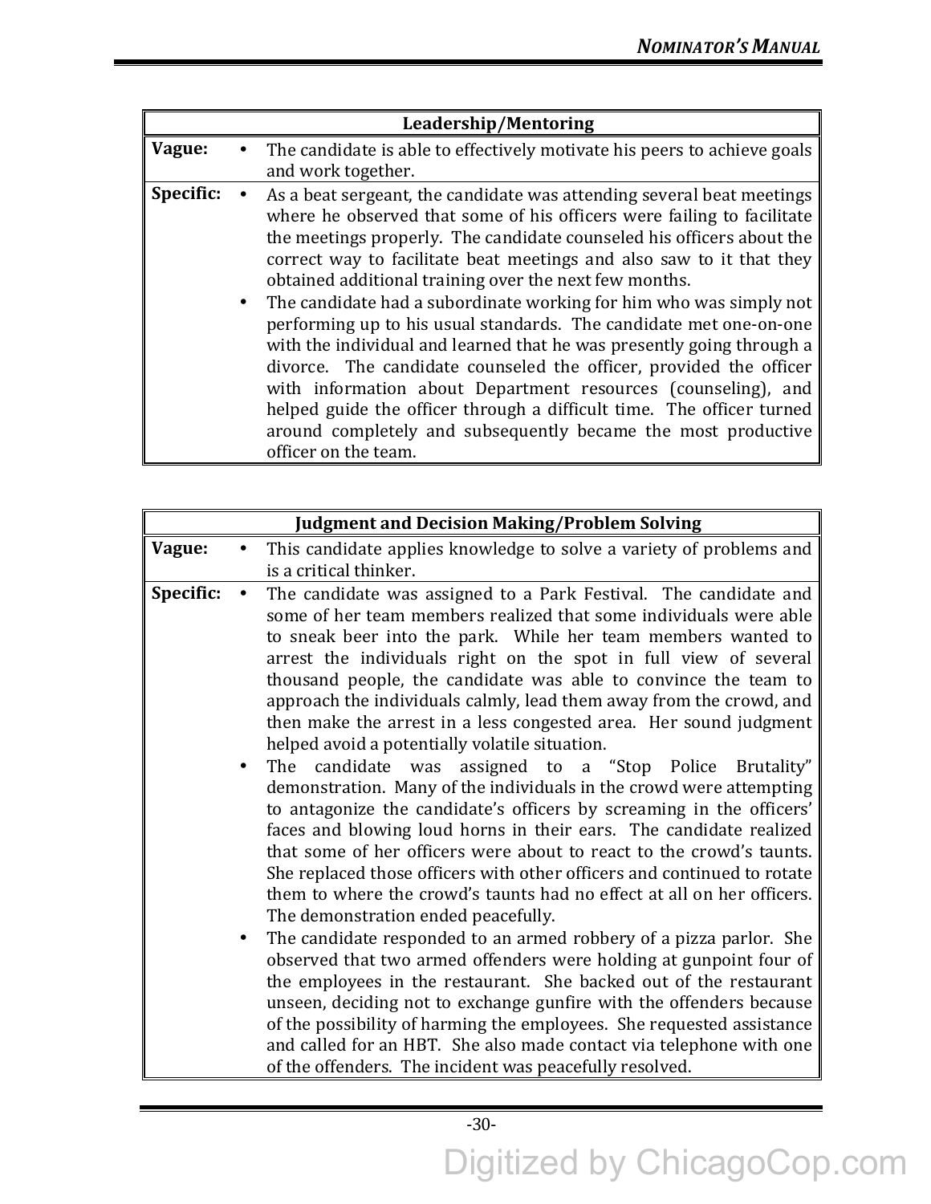| Leadership/Mentoring | |
|---|---|
| **Vague:** | • The candidate is able to effectively motivate his peers to achieve goals and work together. |
| **Specific:** | • As a beat sergeant, the candidate was attending several beat meetings where he observed that some of his officers were failing to facilitate the meetings properly. The candidate counseled his officers about the correct way to facilitate beat meetings and also saw to it that they obtained additional training over the next few months.<br>• The candidate had a subordinate working for him who was simply not performing up to his usual standards. The candidate met one-on-one with the individual and learned that he was presently going through a divorce. The candidate counseled the officer, provided the officer with information about Department resources (counseling), and helped guide the officer through a difficult time. The officer turned around completely and subsequently became the most productive officer on the team. |

| Judgment and Decision Making/Problem Solving | |
|---|---|
| **Vague:** | • This candidate applies knowledge to solve a variety of problems and is a critical thinker. |
| **Specific:** | • The candidate was assigned to a Park Festival. The candidate and some of her team members realized that some individuals were able to sneak beer into the park. While her team members wanted to arrest the individuals right on the spot in full view of several thousand people, the candidate was able to convince the team to approach the individuals calmly, lead them away from the crowd, and then make the arrest in a less congested area. Her sound judgment helped avoid a potentially volatile situation.<br>• The candidate was assigned to a "Stop Police Brutality" demonstration. Many of the individuals in the crowd were attempting to antagonize the candidate's officers by screaming in the officers' faces and blowing loud horns in their ears. The candidate realized that some of her officers were about to react to the crowd's taunts. She replaced those officers with other officers and continued to rotate them to where the crowd's taunts had no effect at all on her officers. The demonstration ended peacefully.<br>• The candidate responded to an armed robbery of a pizza parlor. She observed that two armed offenders were holding at gunpoint four of the employees in the restaurant. She backed out of the restaurant unseen, deciding not to exchange gunfire with the offenders because of the possibility of harming the employees. She requested assistance and called for an HBT. She also made contact via telephone with one of the offenders. The incident was peacefully resolved. |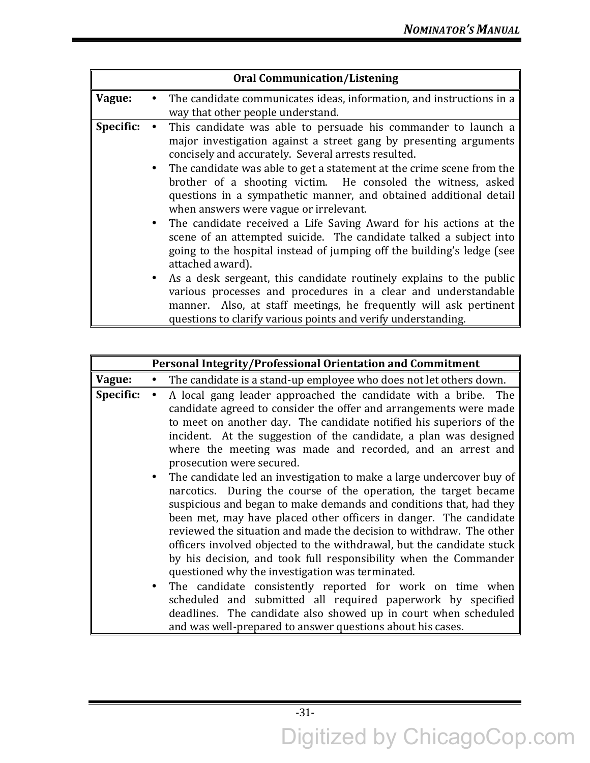| Oral Communication/Listening | |
|---|---|
| **Vague:** | • The candidate communicates ideas, information, and instructions in a way that other people understand. |
| **Specific:** | • This candidate was able to persuade his commander to launch a major investigation against a street gang by presenting arguments concisely and accurately. Several arrests resulted.<br>• The candidate was able to get a statement at the crime scene from the brother of a shooting victim. He consoled the witness, asked questions in a sympathetic manner, and obtained additional detail when answers were vague or irrelevant.<br>• The candidate received a Life Saving Award for his actions at the scene of an attempted suicide. The candidate talked a subject into going to the hospital instead of jumping off the building's ledge (see attached award).<br>• As a desk sergeant, this candidate routinely explains to the public various processes and procedures in a clear and understandable manner. Also, at staff meetings, he frequently will ask pertinent questions to clarify various points and verify understanding. |

| Personal Integrity/Professional Orientation and Commitment | |
|---|---|
| **Vague:** | • The candidate is a stand-up employee who does not let others down. |
| **Specific:** | • A local gang leader approached the candidate with a bribe. The candidate agreed to consider the offer and arrangements were made to meet on another day. The candidate notified his superiors of the incident. At the suggestion of the candidate, a plan was designed where the meeting was made and recorded, and an arrest and prosecution were secured.<br>• The candidate led an investigation to make a large undercover buy of narcotics. During the course of the operation, the target became suspicious and began to make demands and conditions that, had they been met, may have placed other officers in danger. The candidate reviewed the situation and made the decision to withdraw. The other officers involved objected to the withdrawal, but the candidate stuck by his decision, and took full responsibility when the Commander questioned why the investigation was terminated.<br>• The candidate consistently reported for work on time when scheduled and submitted all required paperwork by specified deadlines. The candidate also showed up in court when scheduled and was well-prepared to answer questions about his cases. |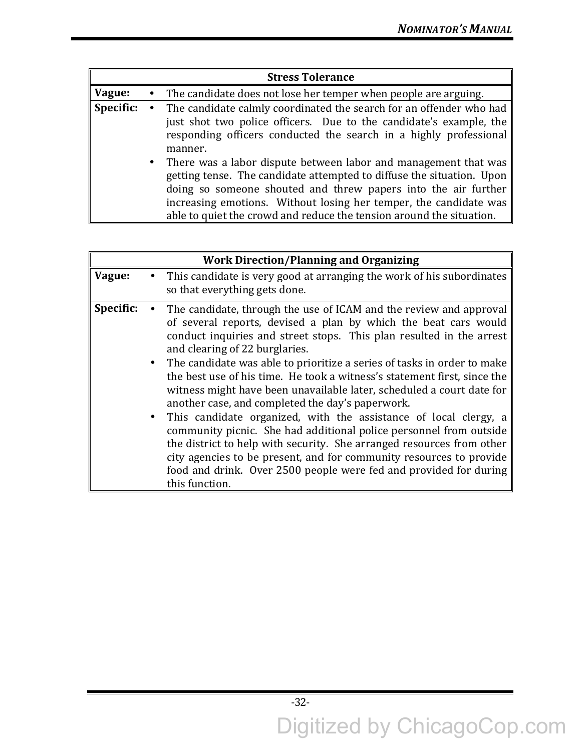| Stress Tolerance | |
|---|---|
| **Vague:** | • The candidate does not lose her temper when people are arguing. |
| **Specific:** | • The candidate calmly coordinated the search for an offender who had just shot two police officers. Due to the candidate's example, the responding officers conducted the search in a highly professional manner.<br>• There was a labor dispute between labor and management that was getting tense. The candidate attempted to diffuse the situation. Upon doing so someone shouted and threw papers into the air further increasing emotions. Without losing her temper, the candidate was able to quiet the crowd and reduce the tension around the situation. |

| Work Direction/Planning and Organizing | |
|---|---|
| **Vague:** | • This candidate is very good at arranging the work of his subordinates so that everything gets done. |
| **Specific:** | • The candidate, through the use of ICAM and the review and approval of several reports, devised a plan by which the beat cars would conduct inquiries and street stops. This plan resulted in the arrest and clearing of 22 burglaries.<br>• The candidate was able to prioritize a series of tasks in order to make the best use of his time. He took a witness's statement first, since the witness might have been unavailable later, scheduled a court date for another case, and completed the day's paperwork.<br>• This candidate organized, with the assistance of local clergy, a community picnic. She had additional police personnel from outside the district to help with security. She arranged resources from other city agencies to be present, and for community resources to provide food and drink. Over 2500 people were fed and provided for during this function. |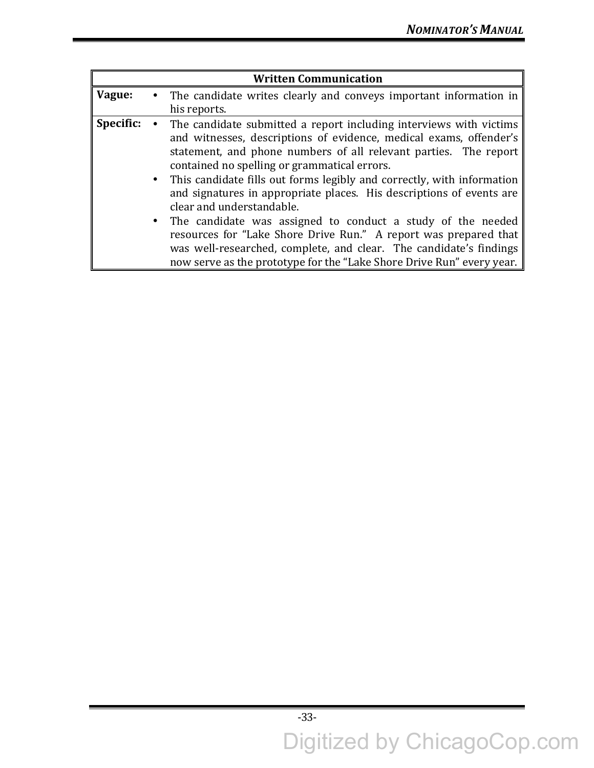| Written Communication | |
|---|---|
| **Vague:** | • The candidate writes clearly and conveys important information in his reports. |
| **Specific:** | • The candidate submitted a report including interviews with victims and witnesses, descriptions of evidence, medical exams, offender's statement, and phone numbers of all relevant parties. The report contained no spelling or grammatical errors.<br>• This candidate fills out forms legibly and correctly, with information and signatures in appropriate places. His descriptions of events are clear and understandable.<br>• The candidate was assigned to conduct a study of the needed resources for "Lake Shore Drive Run." A report was prepared that was well-researched, complete, and clear. The candidate's findings now serve as the prototype for the "Lake Shore Drive Run" every year. |

Digitized by ChicagoCop.com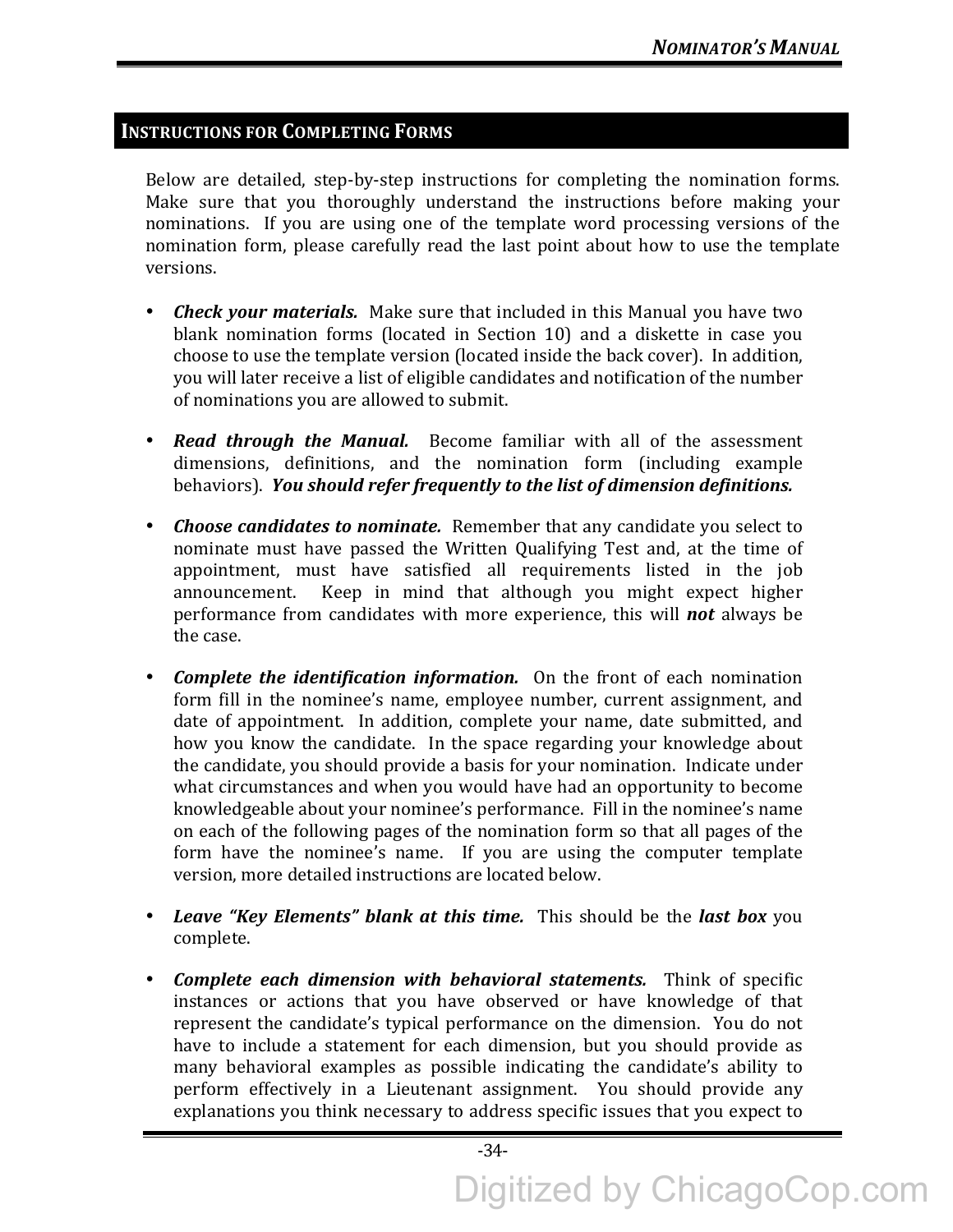## Instructions for Completing Forms

Below are detailed, step-by-step instructions for completing the nomination forms. Make sure that you thoroughly understand the instructions before making your nominations. If you are using one of the template word processing versions of the nomination form, please carefully read the last point about how to use the template versions.

- ***Check your materials.*** Make sure that included in this Manual you have two blank nomination forms (located in Section 10) and a diskette in case you choose to use the template version (located inside the back cover). In addition, you will later receive a list of eligible candidates and notification of the number of nominations you are allowed to submit.

- ***Read through the Manual.*** Become familiar with all of the assessment dimensions, definitions, and the nomination form (including example behaviors). ***You should refer frequently to the list of dimension definitions.***

- ***Choose candidates to nominate.*** Remember that any candidate you select to nominate must have passed the Written Qualifying Test and, at the time of appointment, must have satisfied all requirements listed in the job announcement. Keep in mind that although you might expect higher performance from candidates with more experience, this will ***not*** always be the case.

- ***Complete the identification information.*** On the front of each nomination form fill in the nominee's name, employee number, current assignment, and date of appointment. In addition, complete your name, date submitted, and how you know the candidate. In the space regarding your knowledge about the candidate, you should provide a basis for your nomination. Indicate under what circumstances and when you would have had an opportunity to become knowledgeable about your nominee's performance. Fill in the nominee's name on each of the following pages of the nomination form so that all pages of the form have the nominee's name. If you are using the computer template version, more detailed instructions are located below.

- ***Leave "Key Elements" blank at this time.*** This should be the ***last box*** you complete.

- ***Complete each dimension with behavioral statements.*** Think of specific instances or actions that you have observed or have knowledge of that represent the candidate's typical performance on the dimension. You do not have to include a statement for each dimension, but you should provide as many behavioral examples as possible indicating the candidate's ability to perform effectively in a Lieutenant assignment. You should provide any explanations you think necessary to address specific issues that you expect to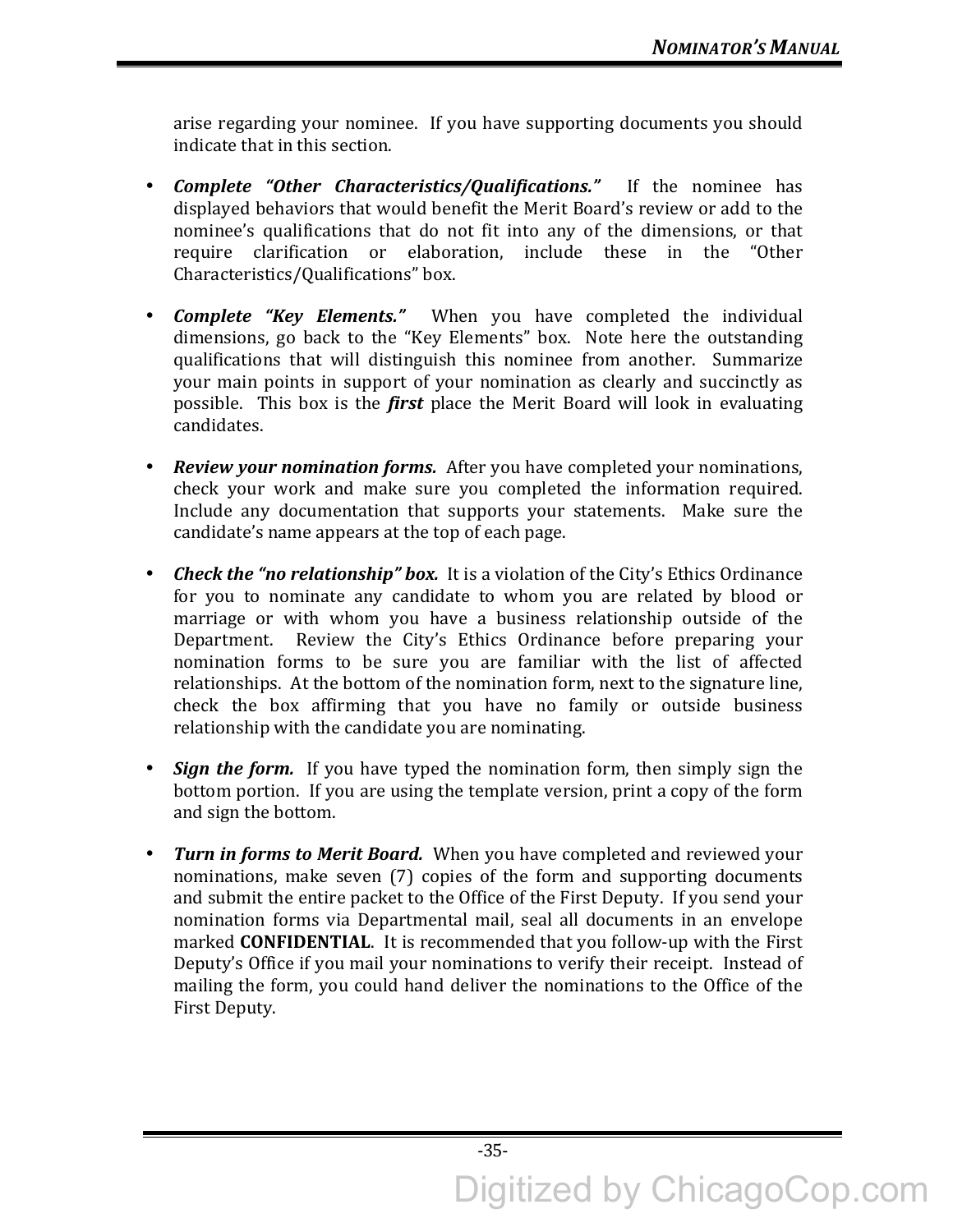arise regarding your nominee. If you have supporting documents you should indicate that in this section.

- ***Complete "Other Characteristics/Qualifications."*** If the nominee has displayed behaviors that would benefit the Merit Board's review or add to the nominee's qualifications that do not fit into any of the dimensions, or that require clarification or elaboration, include these in the "Other Characteristics/Qualifications" box.

- ***Complete "Key Elements."*** When you have completed the individual dimensions, go back to the "Key Elements" box. Note here the outstanding qualifications that will distinguish this nominee from another. Summarize your main points in support of your nomination as clearly and succinctly as possible. This box is the ***first*** place the Merit Board will look in evaluating candidates.

- ***Review your nomination forms.*** After you have completed your nominations, check your work and make sure you completed the information required. Include any documentation that supports your statements. Make sure the candidate's name appears at the top of each page.

- ***Check the "no relationship" box.*** It is a violation of the City's Ethics Ordinance for you to nominate any candidate to whom you are related by blood or marriage or with whom you have a business relationship outside of the Department. Review the City's Ethics Ordinance before preparing your nomination forms to be sure you are familiar with the list of affected relationships. At the bottom of the nomination form, next to the signature line, check the box affirming that you have no family or outside business relationship with the candidate you are nominating.

- ***Sign the form.*** If you have typed the nomination form, then simply sign the bottom portion. If you are using the template version, print a copy of the form and sign the bottom.

- ***Turn in forms to Merit Board.*** When you have completed and reviewed your nominations, make seven (7) copies of the form and supporting documents and submit the entire packet to the Office of the First Deputy. If you send your nomination forms via Departmental mail, seal all documents in an envelope marked **CONFIDENTIAL**. It is recommended that you follow-up with the First Deputy's Office if you mail your nominations to verify their receipt. Instead of mailing the form, you could hand deliver the nominations to the Office of the First Deputy.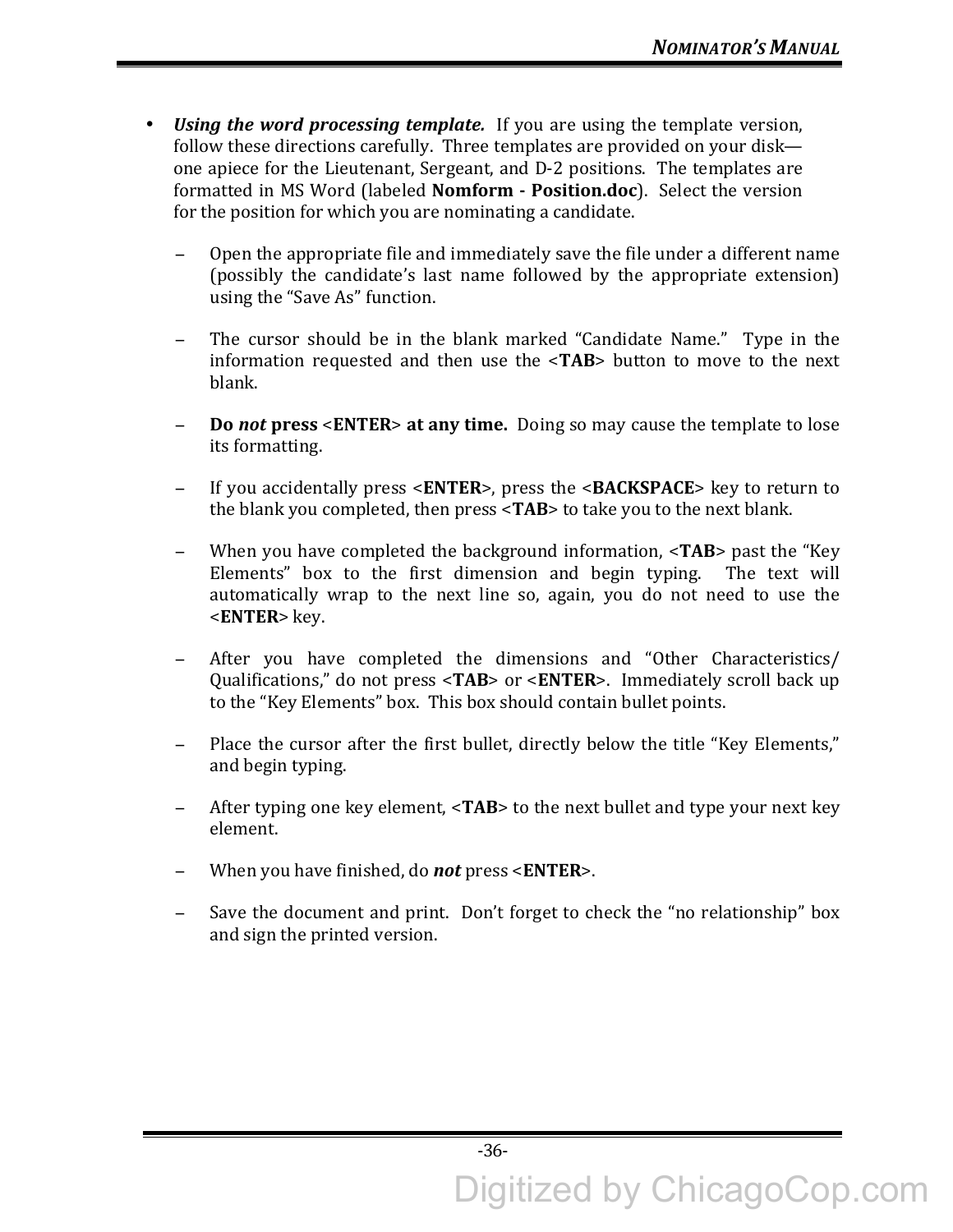- ***Using the word processing template.*** If you are using the template version, follow these directions carefully. Three templates are provided on your disk—one apiece for the Lieutenant, Sergeant, and D-2 positions. The templates are formatted in MS Word (labeled **Nomform - Position.doc**). Select the version for the position for which you are nominating a candidate.

  – Open the appropriate file and immediately save the file under a different name (possibly the candidate's last name followed by the appropriate extension) using the "Save As" function.

  – The cursor should be in the blank marked "Candidate Name." Type in the information requested and then use the <**TAB**> button to move to the next blank.

  – **Do *not* press <ENTER> at any time.** Doing so may cause the template to lose its formatting.

  – If you accidentally press <**ENTER**>, press the <**BACKSPACE**> key to return to the blank you completed, then press <**TAB**> to take you to the next blank.

  – When you have completed the background information, <**TAB**> past the "Key Elements" box to the first dimension and begin typing. The text will automatically wrap to the next line so, again, you do not need to use the <**ENTER**> key.

  – After you have completed the dimensions and "Other Characteristics/ Qualifications," do not press <**TAB**> or <**ENTER**>. Immediately scroll back up to the "Key Elements" box. This box should contain bullet points.

  – Place the cursor after the first bullet, directly below the title "Key Elements," and begin typing.

  – After typing one key element, <**TAB**> to the next bullet and type your next key element.

  – When you have finished, do ***not*** press <**ENTER**>.

  – Save the document and print. Don't forget to check the "no relationship" box and sign the printed version.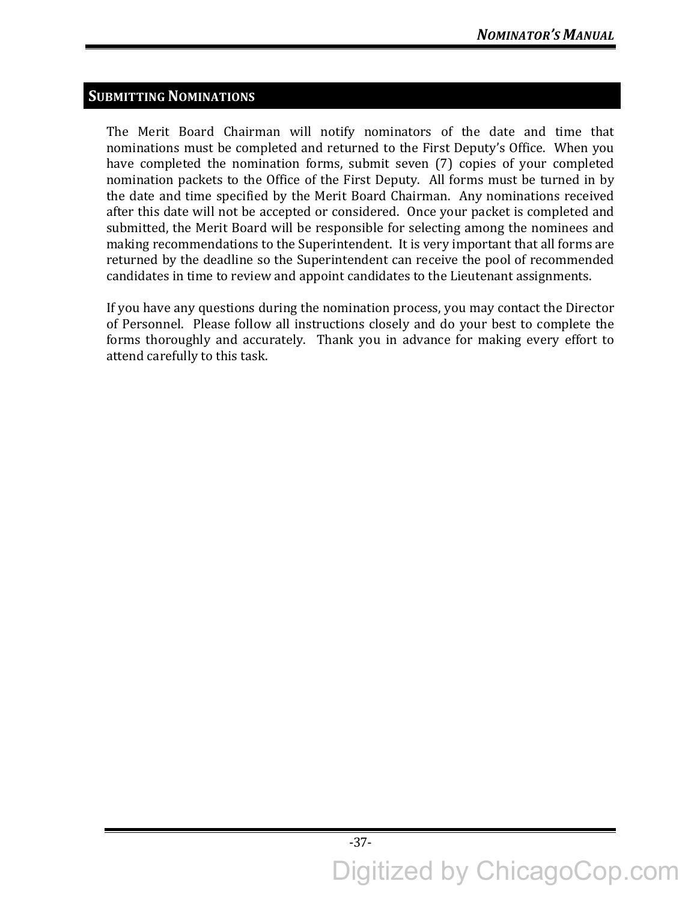## SUBMITTING NOMINATIONS

The Merit Board Chairman will notify nominators of the date and time that nominations must be completed and returned to the First Deputy's Office. When you have completed the nomination forms, submit seven (7) copies of your completed nomination packets to the Office of the First Deputy. All forms must be turned in by the date and time specified by the Merit Board Chairman. Any nominations received after this date will not be accepted or considered. Once your packet is completed and submitted, the Merit Board will be responsible for selecting among the nominees and making recommendations to the Superintendent. It is very important that all forms are returned by the deadline so the Superintendent can receive the pool of recommended candidates in time to review and appoint candidates to the Lieutenant assignments.

If you have any questions during the nomination process, you may contact the Director of Personnel. Please follow all instructions closely and do your best to complete the forms thoroughly and accurately. Thank you in advance for making every effort to attend carefully to this task.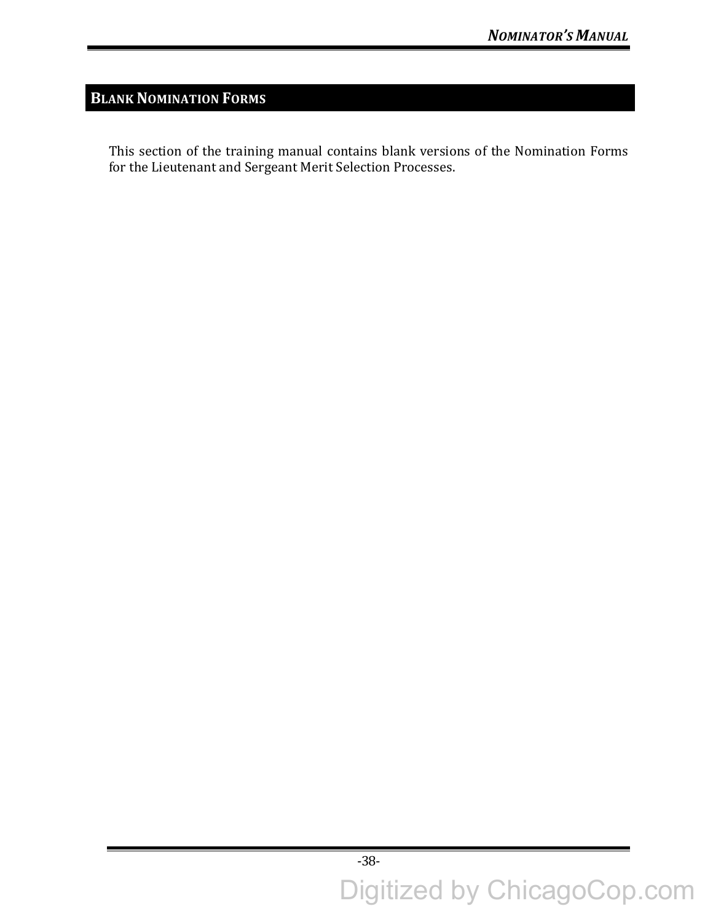## Blank Nomination Forms

This section of the training manual contains blank versions of the Nomination Forms for the Lieutenant and Sergeant Merit Selection Processes.